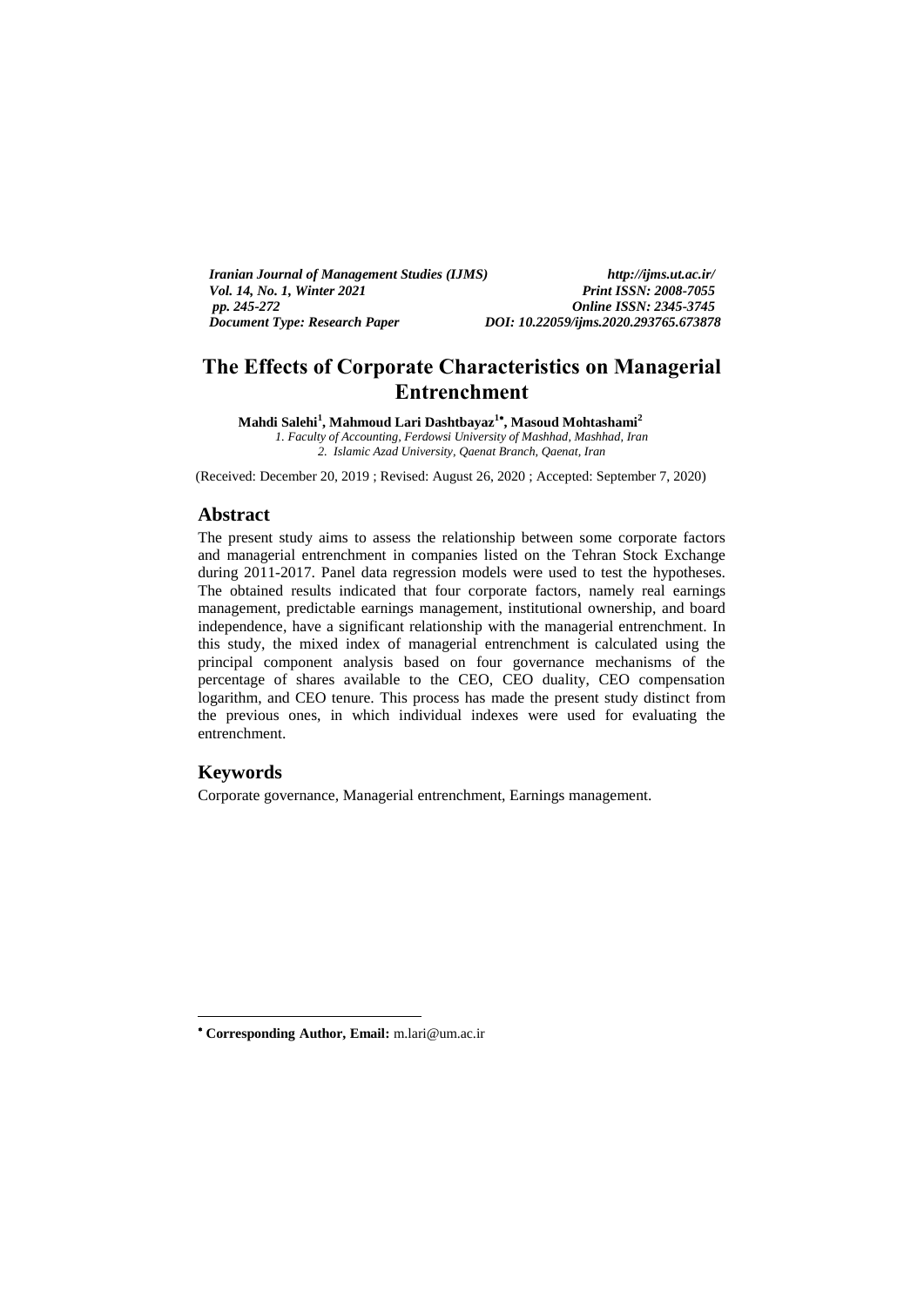*Iranian Journal of Management Studies (IJMS)* *http://ijms.ut.ac.ir/*
*Vol. 14, No. 1, Winter 2021* *Print ISSN: 2008-7055*
*pp. 245-272* *Online ISSN: 2345-3745*
*Document Type: Research Paper* *DOI: 10.22059/ijms.2020.293765.673878*

# The Effects of Corporate Characteristics on Managerial Entrenchment

**Mahdi Salehi[1], Mahmoud Lari Dashtbayaz[1]\*, Masoud Mohtashami[2]**

*1. Faculty of Accounting, Ferdowsi University of Mashhad, Mashhad, Iran*
*2. Islamic Azad University, Qaenat Branch, Qaenat, Iran*

(Received: December 20, 2019 ; Revised: August 26, 2020 ; Accepted: September 7, 2020)

## Abstract

The present study aims to assess the relationship between some corporate factors and managerial entrenchment in companies listed on the Tehran Stock Exchange during 2011-2017. Panel data regression models were used to test the hypotheses. The obtained results indicated that four corporate factors, namely real earnings management, predictable earnings management, institutional ownership, and board independence, have a significant relationship with the managerial entrenchment. In this study, the mixed index of managerial entrenchment is calculated using the principal component analysis based on four governance mechanisms of the percentage of shares available to the CEO, CEO duality, CEO compensation logarithm, and CEO tenure. This process has made the present study distinct from the previous ones, in which individual indexes were used for evaluating the entrenchment.

## Keywords

Corporate governance, Managerial entrenchment, Earnings management.

---

\* **Corresponding Author, Email:** m.lari@um.ac.ir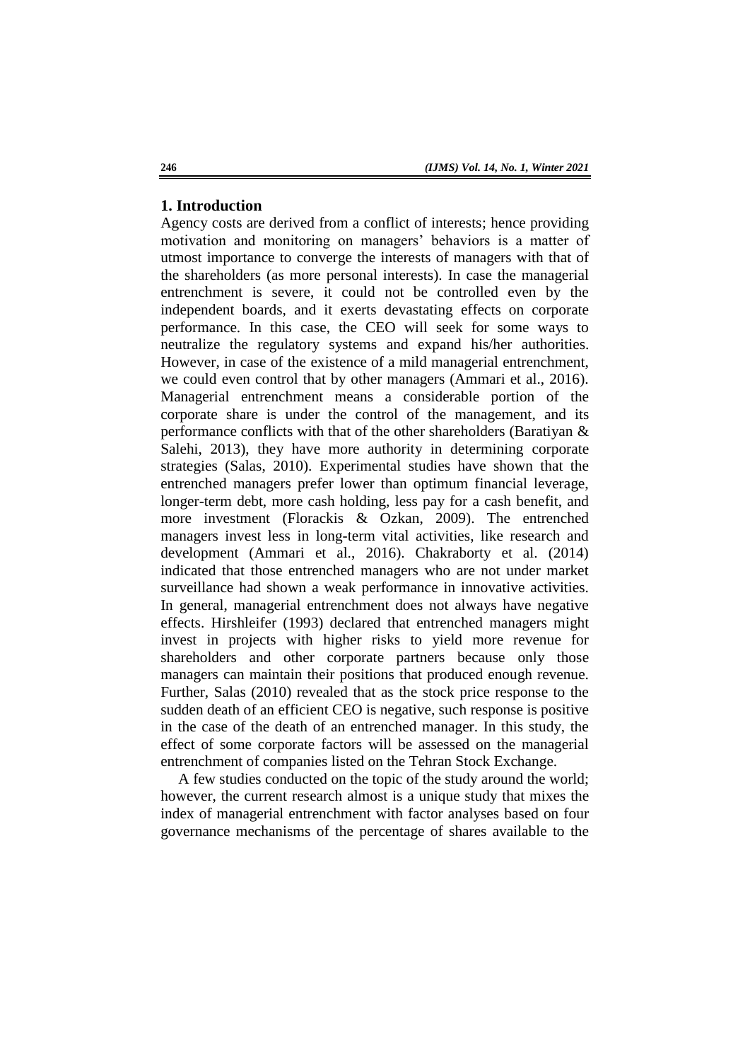## 1. Introduction

Agency costs are derived from a conflict of interests; hence providing motivation and monitoring on managers' behaviors is a matter of utmost importance to converge the interests of managers with that of the shareholders (as more personal interests). In case the managerial entrenchment is severe, it could not be controlled even by the independent boards, and it exerts devastating effects on corporate performance. In this case, the CEO will seek for some ways to neutralize the regulatory systems and expand his/her authorities. However, in case of the existence of a mild managerial entrenchment, we could even control that by other managers (Ammari et al., 2016). Managerial entrenchment means a considerable portion of the corporate share is under the control of the management, and its performance conflicts with that of the other shareholders (Baratiyan & Salehi, 2013), they have more authority in determining corporate strategies (Salas, 2010). Experimental studies have shown that the entrenched managers prefer lower than optimum financial leverage, longer-term debt, more cash holding, less pay for a cash benefit, and more investment (Florackis & Ozkan, 2009). The entrenched managers invest less in long-term vital activities, like research and development (Ammari et al., 2016). Chakraborty et al. (2014) indicated that those entrenched managers who are not under market surveillance had shown a weak performance in innovative activities. In general, managerial entrenchment does not always have negative effects. Hirshleifer (1993) declared that entrenched managers might invest in projects with higher risks to yield more revenue for shareholders and other corporate partners because only those managers can maintain their positions that produced enough revenue. Further, Salas (2010) revealed that as the stock price response to the sudden death of an efficient CEO is negative, such response is positive in the case of the death of an entrenched manager. In this study, the effect of some corporate factors will be assessed on the managerial entrenchment of companies listed on the Tehran Stock Exchange.

A few studies conducted on the topic of the study around the world; however, the current research almost is a unique study that mixes the index of managerial entrenchment with factor analyses based on four governance mechanisms of the percentage of shares available to the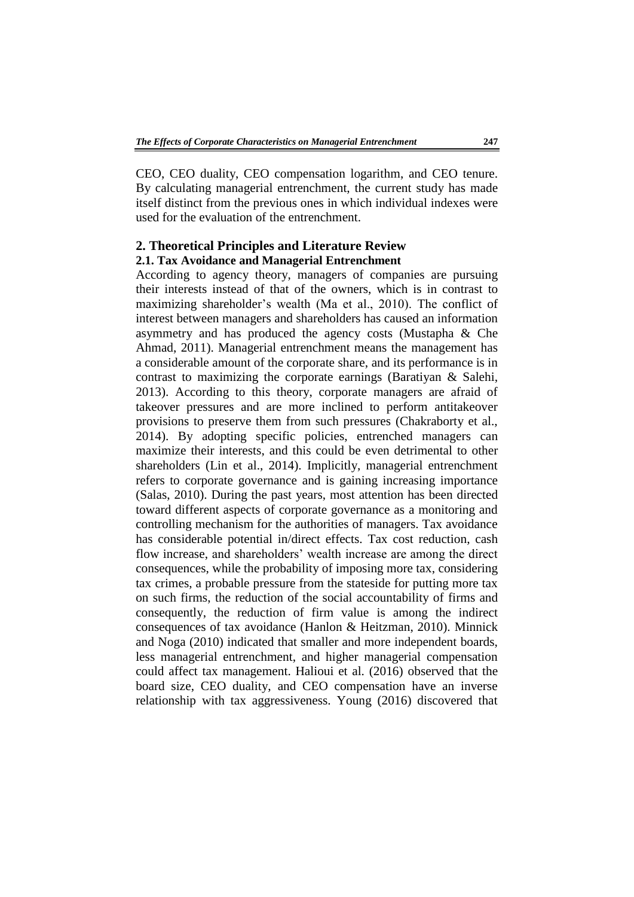CEO, CEO duality, CEO compensation logarithm, and CEO tenure. By calculating managerial entrenchment, the current study has made itself distinct from the previous ones in which individual indexes were used for the evaluation of the entrenchment.

## 2. Theoretical Principles and Literature Review

### 2.1. Tax Avoidance and Managerial Entrenchment

According to agency theory, managers of companies are pursuing their interests instead of that of the owners, which is in contrast to maximizing shareholder's wealth (Ma et al., 2010). The conflict of interest between managers and shareholders has caused an information asymmetry and has produced the agency costs (Mustapha & Che Ahmad, 2011). Managerial entrenchment means the management has a considerable amount of the corporate share, and its performance is in contrast to maximizing the corporate earnings (Baratiyan & Salehi, 2013). According to this theory, corporate managers are afraid of takeover pressures and are more inclined to perform antitakeover provisions to preserve them from such pressures (Chakraborty et al., 2014). By adopting specific policies, entrenched managers can maximize their interests, and this could be even detrimental to other shareholders (Lin et al., 2014). Implicitly, managerial entrenchment refers to corporate governance and is gaining increasing importance (Salas, 2010). During the past years, most attention has been directed toward different aspects of corporate governance as a monitoring and controlling mechanism for the authorities of managers. Tax avoidance has considerable potential in/direct effects. Tax cost reduction, cash flow increase, and shareholders' wealth increase are among the direct consequences, while the probability of imposing more tax, considering tax crimes, a probable pressure from the stateside for putting more tax on such firms, the reduction of the social accountability of firms and consequently, the reduction of firm value is among the indirect consequences of tax avoidance (Hanlon & Heitzman, 2010). Minnick and Noga (2010) indicated that smaller and more independent boards, less managerial entrenchment, and higher managerial compensation could affect tax management. Halioui et al. (2016) observed that the board size, CEO duality, and CEO compensation have an inverse relationship with tax aggressiveness. Young (2016) discovered that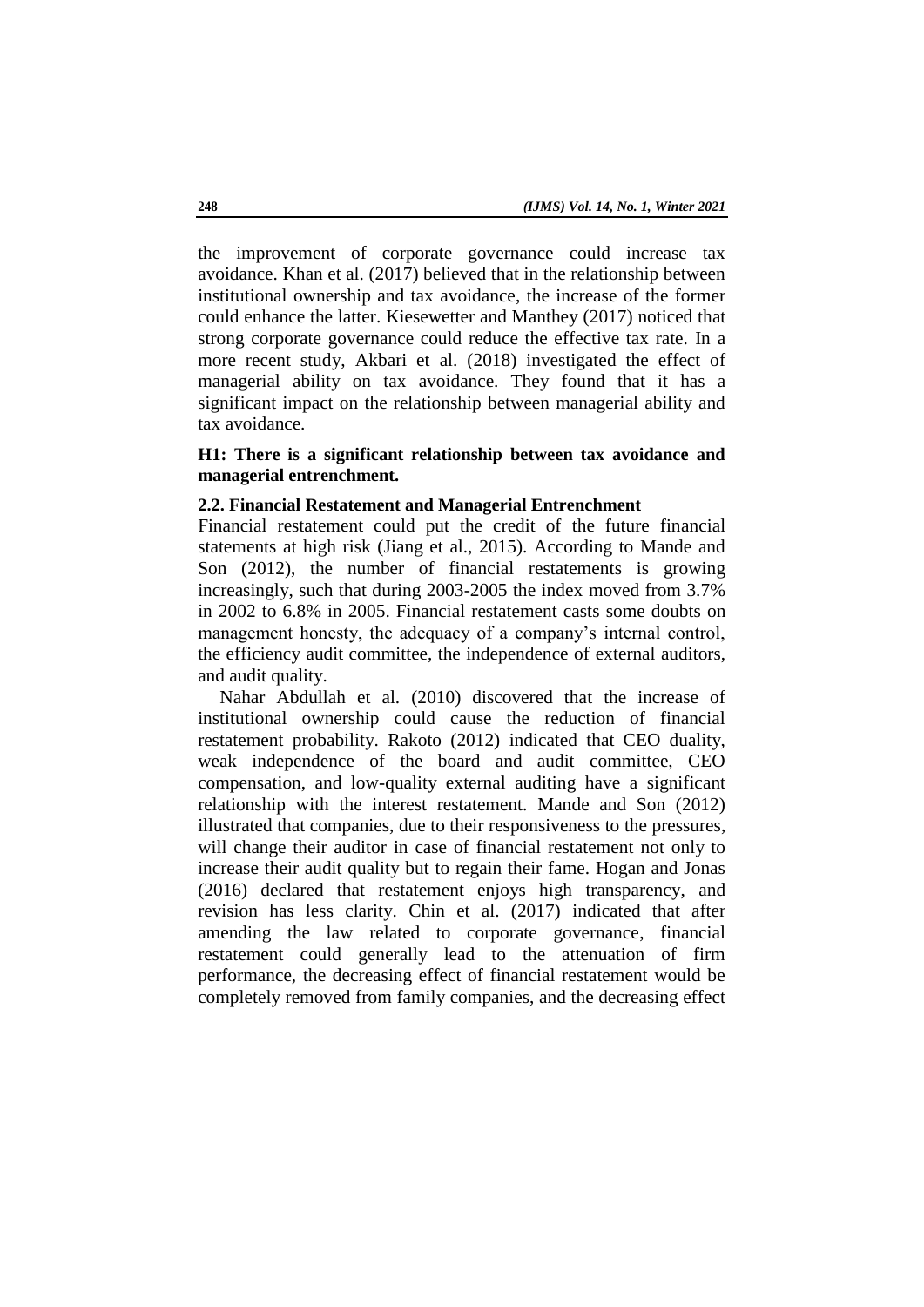the improvement of corporate governance could increase tax avoidance. Khan et al. (2017) believed that in the relationship between institutional ownership and tax avoidance, the increase of the former could enhance the latter. Kiesewetter and Manthey (2017) noticed that strong corporate governance could reduce the effective tax rate. In a more recent study, Akbari et al. (2018) investigated the effect of managerial ability on tax avoidance. They found that it has a significant impact on the relationship between managerial ability and tax avoidance.

**H1: There is a significant relationship between tax avoidance and managerial entrenchment.**

### 2.2. Financial Restatement and Managerial Entrenchment

Financial restatement could put the credit of the future financial statements at high risk (Jiang et al., 2015). According to Mande and Son (2012), the number of financial restatements is growing increasingly, such that during 2003-2005 the index moved from 3.7% in 2002 to 6.8% in 2005. Financial restatement casts some doubts on management honesty, the adequacy of a company's internal control, the efficiency audit committee, the independence of external auditors, and audit quality.

Nahar Abdullah et al. (2010) discovered that the increase of institutional ownership could cause the reduction of financial restatement probability. Rakoto (2012) indicated that CEO duality, weak independence of the board and audit committee, CEO compensation, and low-quality external auditing have a significant relationship with the interest restatement. Mande and Son (2012) illustrated that companies, due to their responsiveness to the pressures, will change their auditor in case of financial restatement not only to increase their audit quality but to regain their fame. Hogan and Jonas (2016) declared that restatement enjoys high transparency, and revision has less clarity. Chin et al. (2017) indicated that after amending the law related to corporate governance, financial restatement could generally lead to the attenuation of firm performance, the decreasing effect of financial restatement would be completely removed from family companies, and the decreasing effect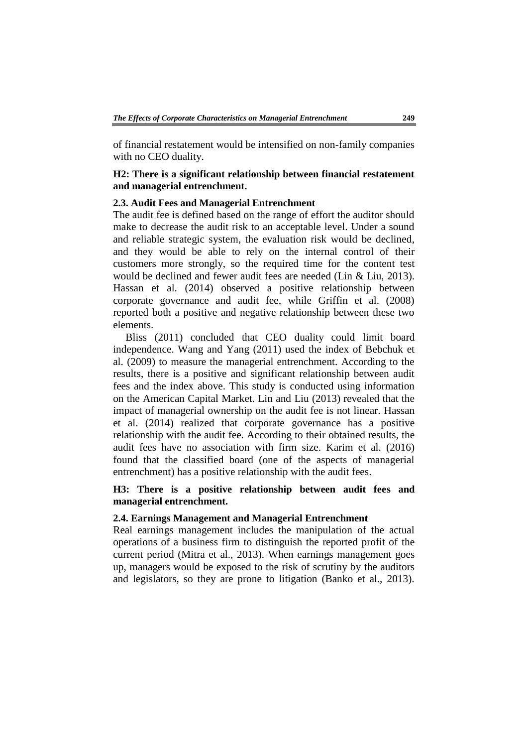of financial restatement would be intensified on non-family companies with no CEO duality.

**H2: There is a significant relationship between financial restatement and managerial entrenchment.**

### 2.3. Audit Fees and Managerial Entrenchment

The audit fee is defined based on the range of effort the auditor should make to decrease the audit risk to an acceptable level. Under a sound and reliable strategic system, the evaluation risk would be declined, and they would be able to rely on the internal control of their customers more strongly, so the required time for the content test would be declined and fewer audit fees are needed (Lin & Liu, 2013). Hassan et al. (2014) observed a positive relationship between corporate governance and audit fee, while Griffin et al. (2008) reported both a positive and negative relationship between these two elements.

Bliss (2011) concluded that CEO duality could limit board independence. Wang and Yang (2011) used the index of Bebchuk et al. (2009) to measure the managerial entrenchment. According to the results, there is a positive and significant relationship between audit fees and the index above. This study is conducted using information on the American Capital Market. Lin and Liu (2013) revealed that the impact of managerial ownership on the audit fee is not linear. Hassan et al. (2014) realized that corporate governance has a positive relationship with the audit fee. According to their obtained results, the audit fees have no association with firm size. Karim et al. (2016) found that the classified board (one of the aspects of managerial entrenchment) has a positive relationship with the audit fees.

**H3: There is a positive relationship between audit fees and managerial entrenchment.**

### 2.4. Earnings Management and Managerial Entrenchment

Real earnings management includes the manipulation of the actual operations of a business firm to distinguish the reported profit of the current period (Mitra et al., 2013). When earnings management goes up, managers would be exposed to the risk of scrutiny by the auditors and legislators, so they are prone to litigation (Banko et al., 2013).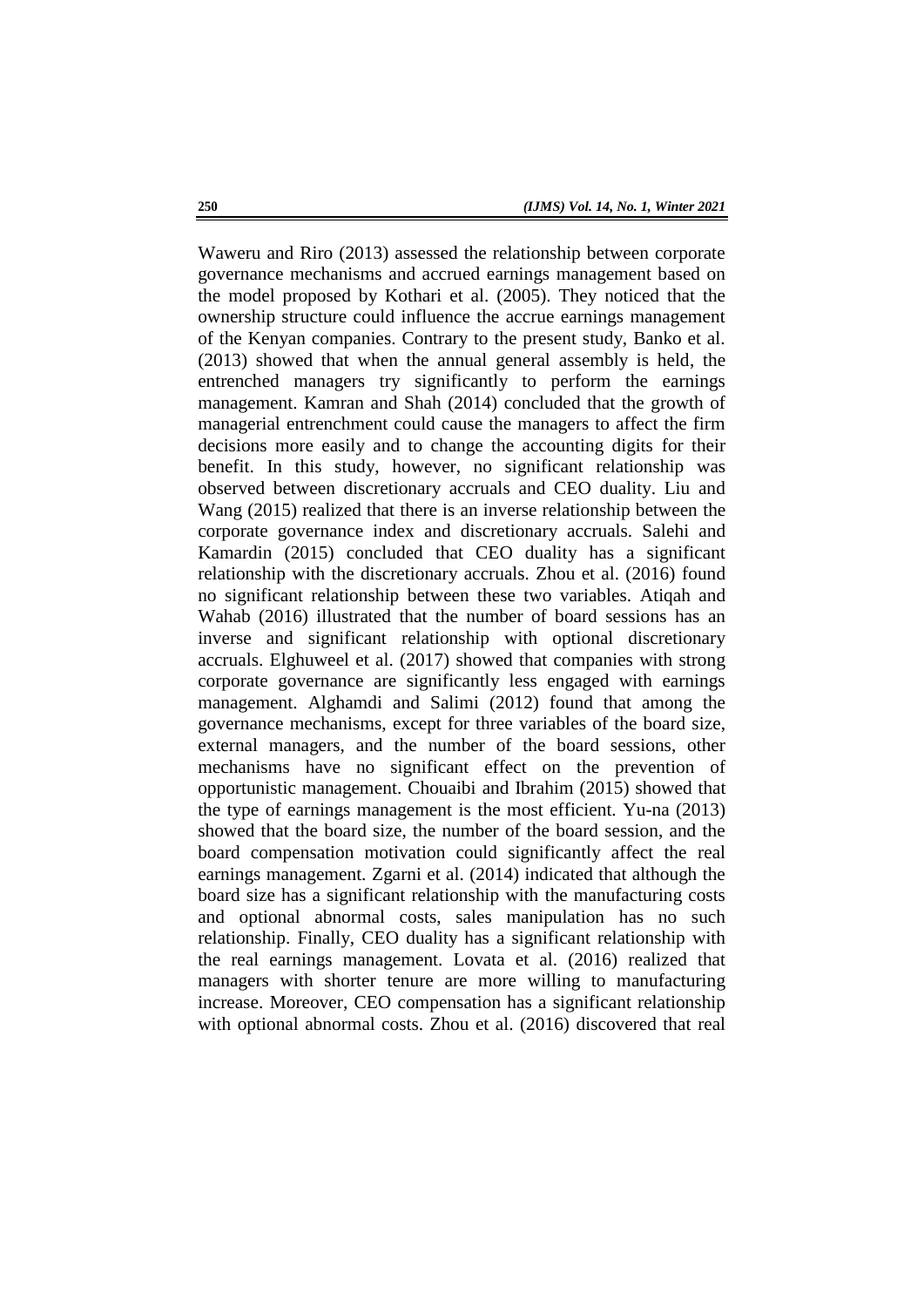Waweru and Riro (2013) assessed the relationship between corporate governance mechanisms and accrued earnings management based on the model proposed by Kothari et al. (2005). They noticed that the ownership structure could influence the accrue earnings management of the Kenyan companies. Contrary to the present study, Banko et al. (2013) showed that when the annual general assembly is held, the entrenched managers try significantly to perform the earnings management. Kamran and Shah (2014) concluded that the growth of managerial entrenchment could cause the managers to affect the firm decisions more easily and to change the accounting digits for their benefit. In this study, however, no significant relationship was observed between discretionary accruals and CEO duality. Liu and Wang (2015) realized that there is an inverse relationship between the corporate governance index and discretionary accruals. Salehi and Kamardin (2015) concluded that CEO duality has a significant relationship with the discretionary accruals. Zhou et al. (2016) found no significant relationship between these two variables. Atiqah and Wahab (2016) illustrated that the number of board sessions has an inverse and significant relationship with optional discretionary accruals. Elghuweel et al. (2017) showed that companies with strong corporate governance are significantly less engaged with earnings management. Alghamdi and Salimi (2012) found that among the governance mechanisms, except for three variables of the board size, external managers, and the number of the board sessions, other mechanisms have no significant effect on the prevention of opportunistic management. Chouaibi and Ibrahim (2015) showed that the type of earnings management is the most efficient. Yu-na (2013) showed that the board size, the number of the board session, and the board compensation motivation could significantly affect the real earnings management. Zgarni et al. (2014) indicated that although the board size has a significant relationship with the manufacturing costs and optional abnormal costs, sales manipulation has no such relationship. Finally, CEO duality has a significant relationship with the real earnings management. Lovata et al. (2016) realized that managers with shorter tenure are more willing to manufacturing increase. Moreover, CEO compensation has a significant relationship with optional abnormal costs. Zhou et al. (2016) discovered that real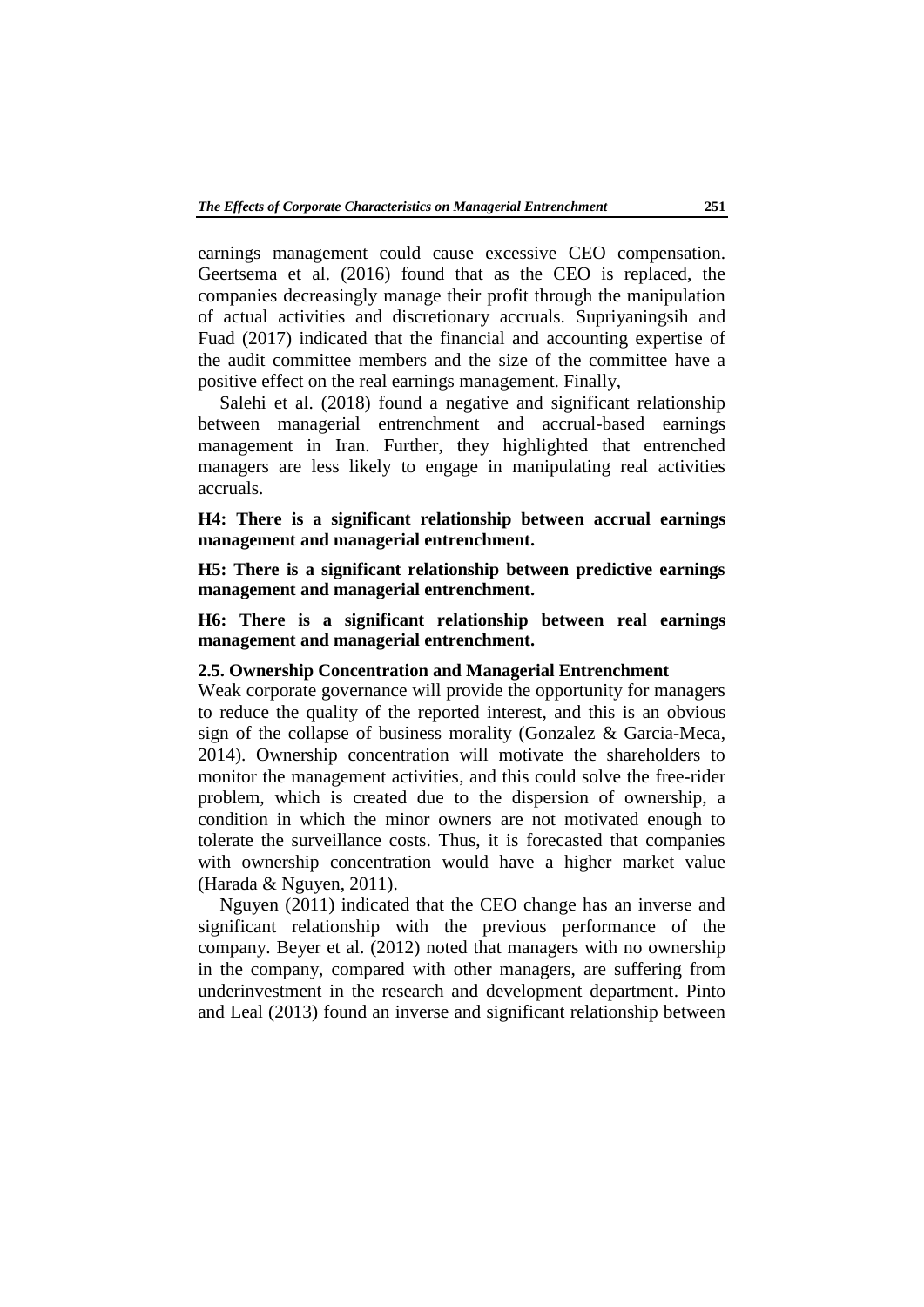earnings management could cause excessive CEO compensation. Geertsema et al. (2016) found that as the CEO is replaced, the companies decreasingly manage their profit through the manipulation of actual activities and discretionary accruals. Supriyaningsih and Fuad (2017) indicated that the financial and accounting expertise of the audit committee members and the size of the committee have a positive effect on the real earnings management. Finally,

Salehi et al. (2018) found a negative and significant relationship between managerial entrenchment and accrual-based earnings management in Iran. Further, they highlighted that entrenched managers are less likely to engage in manipulating real activities accruals.

**H4: There is a significant relationship between accrual earnings management and managerial entrenchment.**

**H5: There is a significant relationship between predictive earnings management and managerial entrenchment.**

**H6: There is a significant relationship between real earnings management and managerial entrenchment.**

### 2.5. Ownership Concentration and Managerial Entrenchment

Weak corporate governance will provide the opportunity for managers to reduce the quality of the reported interest, and this is an obvious sign of the collapse of business morality (Gonzalez & Garcia-Meca, 2014). Ownership concentration will motivate the shareholders to monitor the management activities, and this could solve the free-rider problem, which is created due to the dispersion of ownership, a condition in which the minor owners are not motivated enough to tolerate the surveillance costs. Thus, it is forecasted that companies with ownership concentration would have a higher market value (Harada & Nguyen, 2011).

Nguyen (2011) indicated that the CEO change has an inverse and significant relationship with the previous performance of the company. Beyer et al. (2012) noted that managers with no ownership in the company, compared with other managers, are suffering from underinvestment in the research and development department. Pinto and Leal (2013) found an inverse and significant relationship between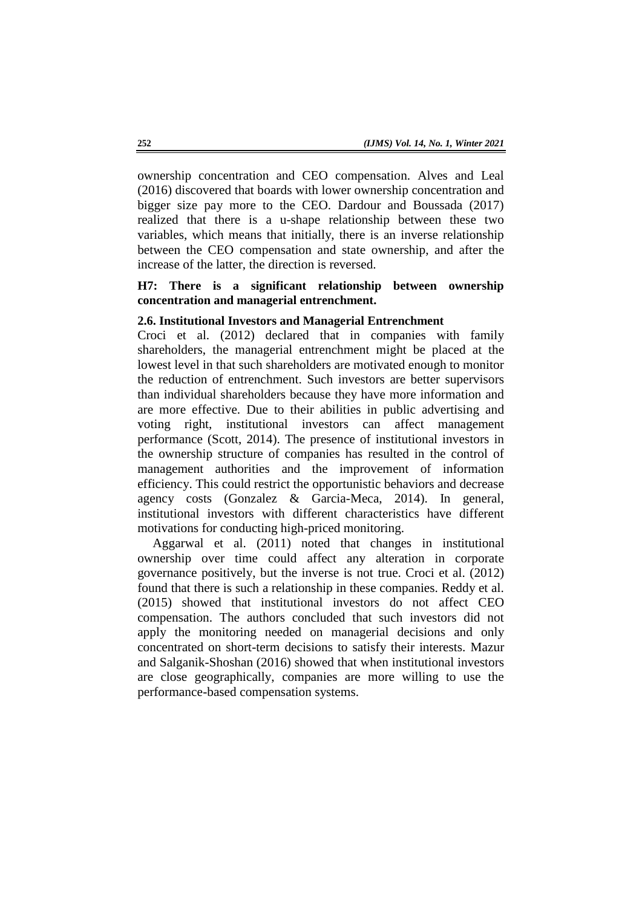ownership concentration and CEO compensation. Alves and Leal (2016) discovered that boards with lower ownership concentration and bigger size pay more to the CEO. Dardour and Boussada (2017) realized that there is a u-shape relationship between these two variables, which means that initially, there is an inverse relationship between the CEO compensation and state ownership, and after the increase of the latter, the direction is reversed.

**H7: There is a significant relationship between ownership concentration and managerial entrenchment.**

### 2.6. Institutional Investors and Managerial Entrenchment

Croci et al. (2012) declared that in companies with family shareholders, the managerial entrenchment might be placed at the lowest level in that such shareholders are motivated enough to monitor the reduction of entrenchment. Such investors are better supervisors than individual shareholders because they have more information and are more effective. Due to their abilities in public advertising and voting right, institutional investors can affect management performance (Scott, 2014). The presence of institutional investors in the ownership structure of companies has resulted in the control of management authorities and the improvement of information efficiency. This could restrict the opportunistic behaviors and decrease agency costs (Gonzalez & Garcia-Meca, 2014). In general, institutional investors with different characteristics have different motivations for conducting high-priced monitoring.

Aggarwal et al. (2011) noted that changes in institutional ownership over time could affect any alteration in corporate governance positively, but the inverse is not true. Croci et al. (2012) found that there is such a relationship in these companies. Reddy et al. (2015) showed that institutional investors do not affect CEO compensation. The authors concluded that such investors did not apply the monitoring needed on managerial decisions and only concentrated on short-term decisions to satisfy their interests. Mazur and Salganik-Shoshan (2016) showed that when institutional investors are close geographically, companies are more willing to use the performance-based compensation systems.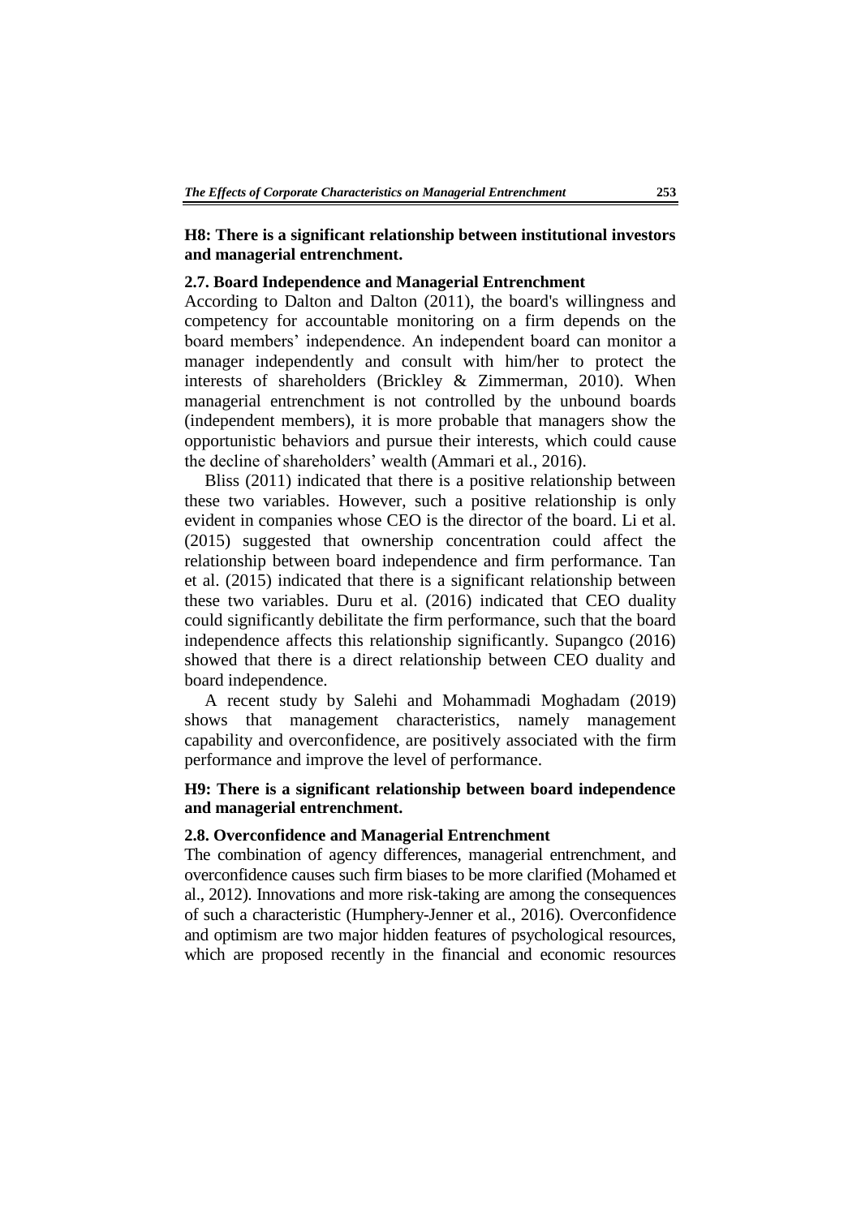**H8: There is a significant relationship between institutional investors and managerial entrenchment.**

### 2.7. Board Independence and Managerial Entrenchment

According to Dalton and Dalton (2011), the board's willingness and competency for accountable monitoring on a firm depends on the board members' independence. An independent board can monitor a manager independently and consult with him/her to protect the interests of shareholders (Brickley & Zimmerman, 2010). When managerial entrenchment is not controlled by the unbound boards (independent members), it is more probable that managers show the opportunistic behaviors and pursue their interests, which could cause the decline of shareholders' wealth (Ammari et al., 2016).

Bliss (2011) indicated that there is a positive relationship between these two variables. However, such a positive relationship is only evident in companies whose CEO is the director of the board. Li et al. (2015) suggested that ownership concentration could affect the relationship between board independence and firm performance. Tan et al. (2015) indicated that there is a significant relationship between these two variables. Duru et al. (2016) indicated that CEO duality could significantly debilitate the firm performance, such that the board independence affects this relationship significantly. Supangco (2016) showed that there is a direct relationship between CEO duality and board independence.

A recent study by Salehi and Mohammadi Moghadam (2019) shows that management characteristics, namely management capability and overconfidence, are positively associated with the firm performance and improve the level of performance.

**H9: There is a significant relationship between board independence and managerial entrenchment.**

### 2.8. Overconfidence and Managerial Entrenchment

The combination of agency differences, managerial entrenchment, and overconfidence causes such firm biases to be more clarified (Mohamed et al., 2012). Innovations and more risk-taking are among the consequences of such a characteristic (Humphery-Jenner et al., 2016). Overconfidence and optimism are two major hidden features of psychological resources, which are proposed recently in the financial and economic resources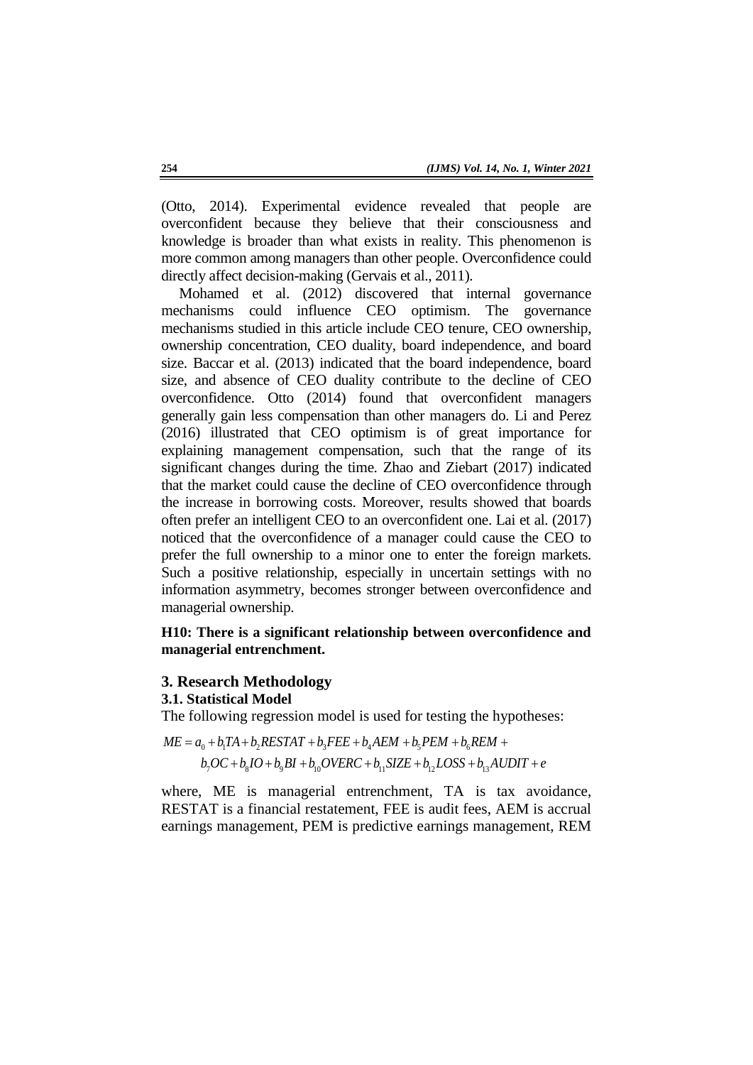(Otto, 2014). Experimental evidence revealed that people are overconfident because they believe that their consciousness and knowledge is broader than what exists in reality. This phenomenon is more common among managers than other people. Overconfidence could directly affect decision-making (Gervais et al., 2011).

Mohamed et al. (2012) discovered that internal governance mechanisms could influence CEO optimism. The governance mechanisms studied in this article include CEO tenure, CEO ownership, ownership concentration, CEO duality, board independence, and board size. Baccar et al. (2013) indicated that the board independence, board size, and absence of CEO duality contribute to the decline of CEO overconfidence. Otto (2014) found that overconfident managers generally gain less compensation than other managers do. Li and Perez (2016) illustrated that CEO optimism is of great importance for explaining management compensation, such that the range of its significant changes during the time. Zhao and Ziebart (2017) indicated that the market could cause the decline of CEO overconfidence through the increase in borrowing costs. Moreover, results showed that boards often prefer an intelligent CEO to an overconfident one. Lai et al. (2017) noticed that the overconfidence of a manager could cause the CEO to prefer the full ownership to a minor one to enter the foreign markets. Such a positive relationship, especially in uncertain settings with no information asymmetry, becomes stronger between overconfidence and managerial ownership.

**H10: There is a significant relationship between overconfidence and managerial entrenchment.**

## 3. Research Methodology

### 3.1. Statistical Model

The following regression model is used for testing the hypotheses:

$$ME = a_0 + b_1 TA + b_2 RESTAT + b_3 FEE + b_4 AEM + b_5 PEM + b_6 REM + b_7 OC + b_8 IO + b_9 BI + b_{10} OVERC + b_{11} SIZE + b_{12} LOSS + b_{13} AUDIT + e$$

where, ME is managerial entrenchment, TA is tax avoidance, RESTAT is a financial restatement, FEE is audit fees, AEM is accrual earnings management, PEM is predictive earnings management, REM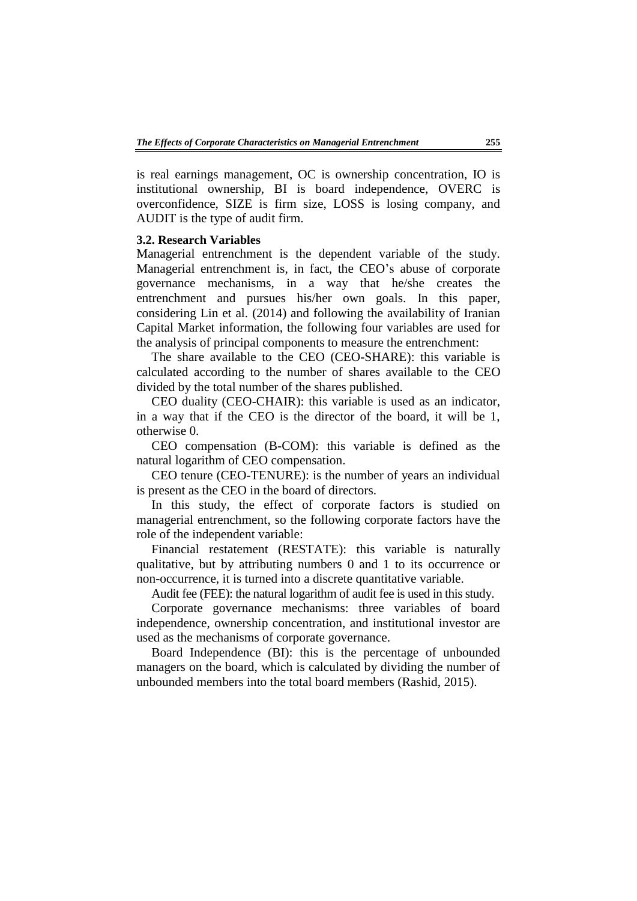is real earnings management, OC is ownership concentration, IO is institutional ownership, BI is board independence, OVERC is overconfidence, SIZE is firm size, LOSS is losing company, and AUDIT is the type of audit firm.

### 3.2. Research Variables

Managerial entrenchment is the dependent variable of the study. Managerial entrenchment is, in fact, the CEO's abuse of corporate governance mechanisms, in a way that he/she creates the entrenchment and pursues his/her own goals. In this paper, considering Lin et al. (2014) and following the availability of Iranian Capital Market information, the following four variables are used for the analysis of principal components to measure the entrenchment:

The share available to the CEO (CEO-SHARE): this variable is calculated according to the number of shares available to the CEO divided by the total number of the shares published.

CEO duality (CEO-CHAIR): this variable is used as an indicator, in a way that if the CEO is the director of the board, it will be 1, otherwise 0.

CEO compensation (B-COM): this variable is defined as the natural logarithm of CEO compensation.

CEO tenure (CEO-TENURE): is the number of years an individual is present as the CEO in the board of directors.

In this study, the effect of corporate factors is studied on managerial entrenchment, so the following corporate factors have the role of the independent variable:

Financial restatement (RESTATE): this variable is naturally qualitative, but by attributing numbers 0 and 1 to its occurrence or non-occurrence, it is turned into a discrete quantitative variable.

Audit fee (FEE): the natural logarithm of audit fee is used in this study.

Corporate governance mechanisms: three variables of board independence, ownership concentration, and institutional investor are used as the mechanisms of corporate governance.

Board Independence (BI): this is the percentage of unbounded managers on the board, which is calculated by dividing the number of unbounded members into the total board members (Rashid, 2015).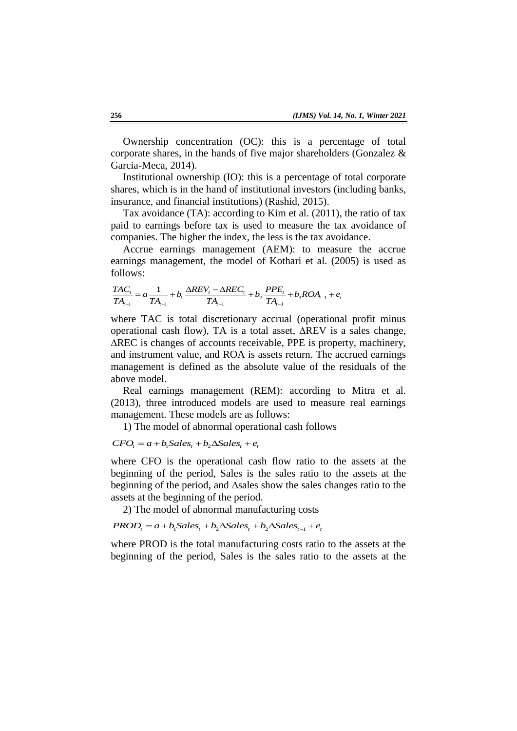Ownership concentration (OC): this is a percentage of total corporate shares, in the hands of five major shareholders (Gonzalez & Garcia-Meca, 2014).

Institutional ownership (IO): this is a percentage of total corporate shares, which is in the hand of institutional investors (including banks, insurance, and financial institutions) (Rashid, 2015).

Tax avoidance (TA): according to Kim et al. (2011), the ratio of tax paid to earnings before tax is used to measure the tax avoidance of companies. The higher the index, the less is the tax avoidance.

Accrue earnings management (AEM): to measure the accrue earnings management, the model of Kothari et al. (2005) is used as follows:

$$\frac{TAC_t}{TA_{t-1}} = a\frac{1}{TA_{t-1}} + b_1\frac{\Delta REV_t - \Delta REC_t}{TA_{t-1}} + b_2\frac{PPE_t}{TA_{t-1}} + b_3 ROA_{t-1} + e_t$$

where TAC is total discretionary accrual (operational profit minus operational cash flow), TA is a total asset, ∆REV is a sales change, ∆REC is changes of accounts receivable, PPE is property, machinery, and instrument value, and ROA is assets return. The accrued earnings management is defined as the absolute value of the residuals of the above model.

Real earnings management (REM): according to Mitra et al. (2013), three introduced models are used to measure real earnings management. These models are as follows:

1) The model of abnormal operational cash follows

$$CFO_t = a + b_1 Sales_t + b_2 \Delta Sales_t + e_t$$

where CFO is the operational cash flow ratio to the assets at the beginning of the period, Sales is the sales ratio to the assets at the beginning of the period, and ∆sales show the sales changes ratio to the assets at the beginning of the period.

2) The model of abnormal manufacturing costs

$$PROD_t = a + b_1 Sales_t + b_2 \Delta Sales_t + b_2 \Delta Sales_{t-1} + e_t$$

where PROD is the total manufacturing costs ratio to the assets at the beginning of the period, Sales is the sales ratio to the assets at the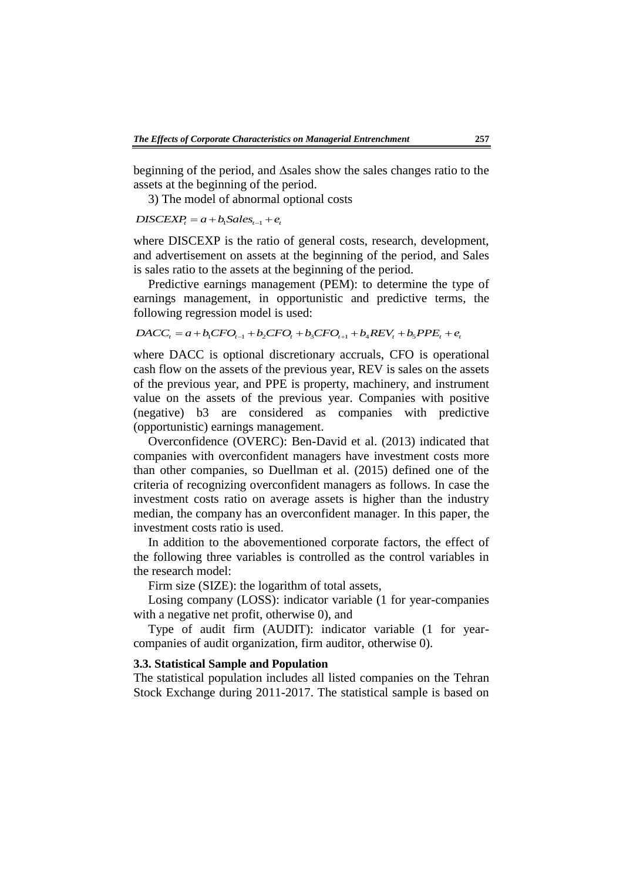beginning of the period, and Δsales show the sales changes ratio to the assets at the beginning of the period.

3) The model of abnormal optional costs

$$DISCEXP_t = a + b_1 Sales_{t-1} + e_t$$

where DISCEXP is the ratio of general costs, research, development, and advertisement on assets at the beginning of the period, and Sales is sales ratio to the assets at the beginning of the period.

Predictive earnings management (PEM): to determine the type of earnings management, in opportunistic and predictive terms, the following regression model is used:

$$DACC_t = a + b_1 CFO_{t-1} + b_2 CFO_t + b_3 CFO_{t+1} + b_4 REV_t + b_5 PPE_t + e_t$$

where DACC is optional discretionary accruals, CFO is operational cash flow on the assets of the previous year, REV is sales on the assets of the previous year, and PPE is property, machinery, and instrument value on the assets of the previous year. Companies with positive (negative) b3 are considered as companies with predictive (opportunistic) earnings management.

Overconfidence (OVERC): Ben-David et al. (2013) indicated that companies with overconfident managers have investment costs more than other companies, so Duellman et al. (2015) defined one of the criteria of recognizing overconfident managers as follows. In case the investment costs ratio on average assets is higher than the industry median, the company has an overconfident manager. In this paper, the investment costs ratio is used.

In addition to the abovementioned corporate factors, the effect of the following three variables is controlled as the control variables in the research model:

Firm size (SIZE): the logarithm of total assets,

Losing company (LOSS): indicator variable (1 for year-companies with a negative net profit, otherwise 0), and

Type of audit firm (AUDIT): indicator variable (1 for year-companies of audit organization, firm auditor, otherwise 0).

### 3.3. Statistical Sample and Population

The statistical population includes all listed companies on the Tehran Stock Exchange during 2011-2017. The statistical sample is based on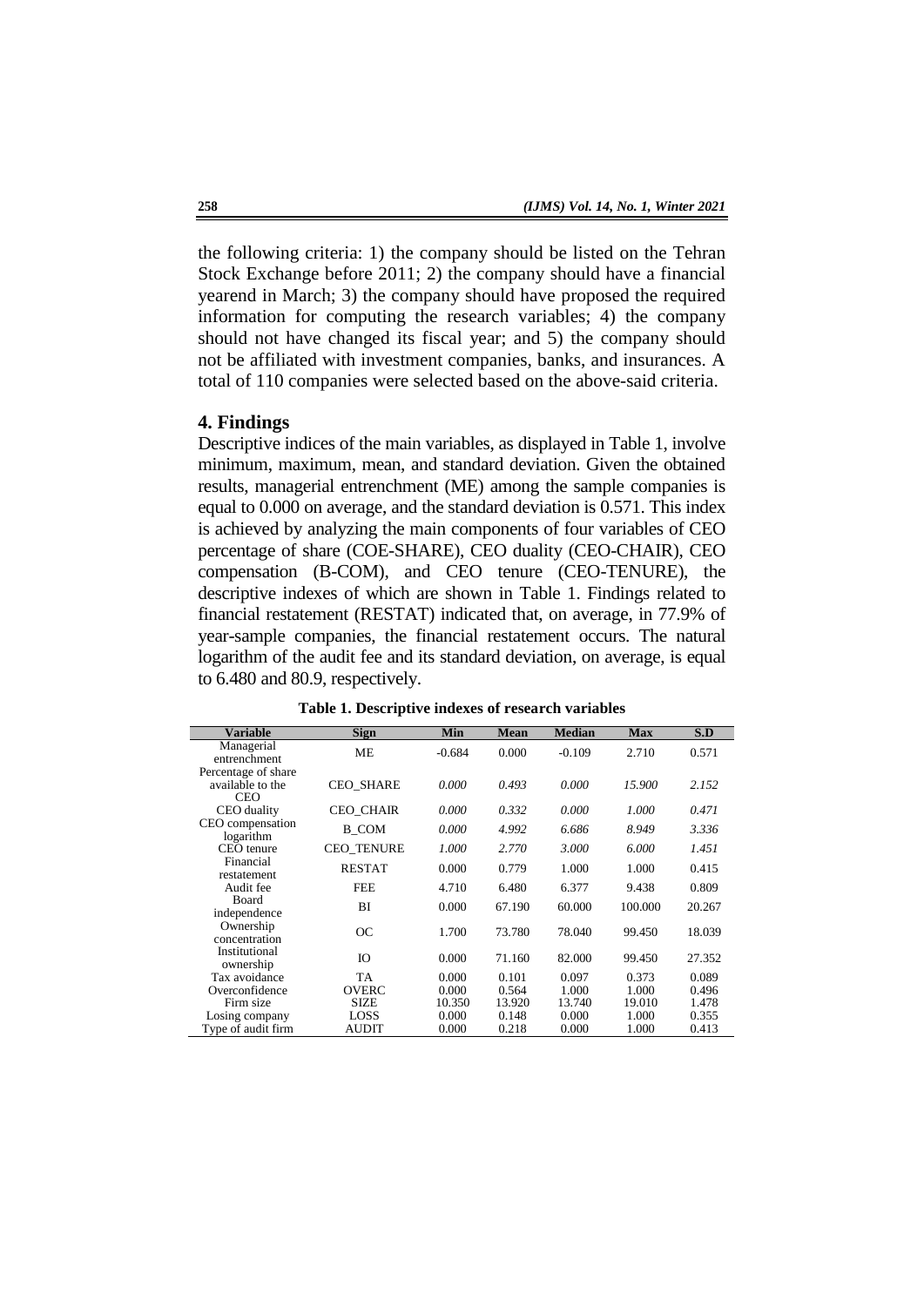the following criteria: 1) the company should be listed on the Tehran Stock Exchange before 2011; 2) the company should have a financial yearend in March; 3) the company should have proposed the required information for computing the research variables; 4) the company should not have changed its fiscal year; and 5) the company should not be affiliated with investment companies, banks, and insurances. A total of 110 companies were selected based on the above-said criteria.

## 4. Findings

Descriptive indices of the main variables, as displayed in Table 1, involve minimum, maximum, mean, and standard deviation. Given the obtained results, managerial entrenchment (ME) among the sample companies is equal to 0.000 on average, and the standard deviation is 0.571. This index is achieved by analyzing the main components of four variables of CEO percentage of share (COE-SHARE), CEO duality (CEO-CHAIR), CEO compensation (B-COM), and CEO tenure (CEO-TENURE), the descriptive indexes of which are shown in Table 1. Findings related to financial restatement (RESTAT) indicated that, on average, in 77.9% of year-sample companies, the financial restatement occurs. The natural logarithm of the audit fee and its standard deviation, on average, is equal to 6.480 and 80.9, respectively.

**Table 1. Descriptive indexes of research variables**

| Variable | Sign | Min | Mean | Median | Max | S.D |
|---|---|---|---|---|---|---|
| Managerial entrenchment | ME | -0.684 | 0.000 | -0.109 | 2.710 | 0.571 |
| Percentage of share available to the CEO | CEO_SHARE | *0.000* | *0.493* | *0.000* | *15.900* | *2.152* |
| CEO duality | CEO_CHAIR | *0.000* | *0.332* | *0.000* | *1.000* | *0.471* |
| CEO compensation logarithm | B_COM | *0.000* | *4.992* | *6.686* | *8.949* | *3.336* |
| CEO tenure | CEO_TENURE | *1.000* | *2.770* | *3.000* | *6.000* | *1.451* |
| Financial restatement | RESTAT | 0.000 | 0.779 | 1.000 | 1.000 | 0.415 |
| Audit fee | FEE | 4.710 | 6.480 | 6.377 | 9.438 | 0.809 |
| Board independence | BI | 0.000 | 67.190 | 60.000 | 100.000 | 20.267 |
| Ownership concentration | OC | 1.700 | 73.780 | 78.040 | 99.450 | 18.039 |
| Institutional ownership | IO | 0.000 | 71.160 | 82.000 | 99.450 | 27.352 |
| Tax avoidance | TA | 0.000 | 0.101 | 0.097 | 0.373 | 0.089 |
| Overconfidence | OVERC | 0.000 | 0.564 | 1.000 | 1.000 | 0.496 |
| Firm size | SIZE | 10.350 | 13.920 | 13.740 | 19.010 | 1.478 |
| Losing company | LOSS | 0.000 | 0.148 | 0.000 | 1.000 | 0.355 |
| Type of audit firm | AUDIT | 0.000 | 0.218 | 0.000 | 1.000 | 0.413 |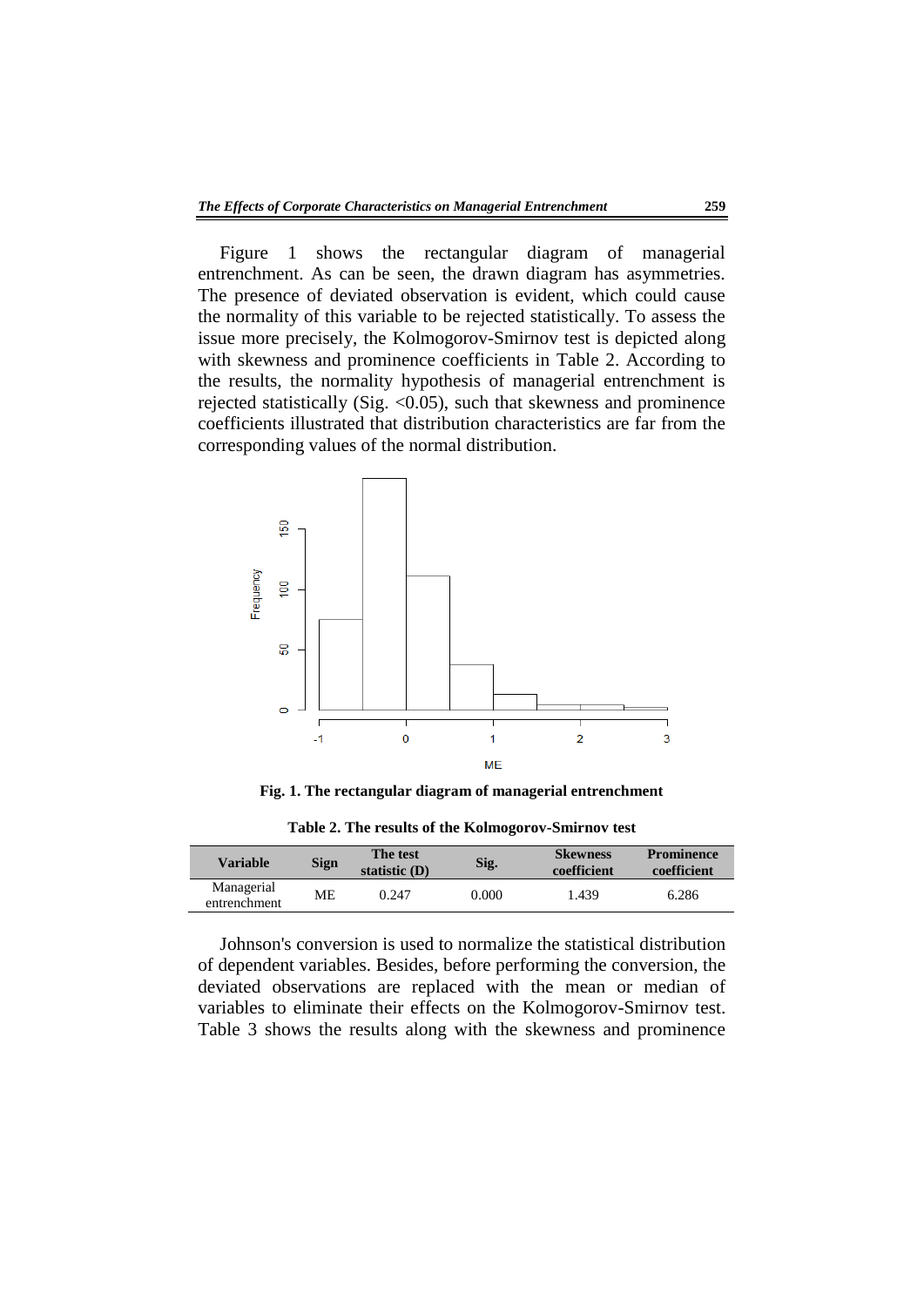Figure 1 shows the rectangular diagram of managerial entrenchment. As can be seen, the drawn diagram has asymmetries. The presence of deviated observation is evident, which could cause the normality of this variable to be rejected statistically. To assess the issue more precisely, the Kolmogorov-Smirnov test is depicted along with skewness and prominence coefficients in Table 2. According to the results, the normality hypothesis of managerial entrenchment is rejected statistically (Sig. <0.05), such that skewness and prominence coefficients illustrated that distribution characteristics are far from the corresponding values of the normal distribution.

**Fig. 1. The rectangular diagram of managerial entrenchment**

**Table 2. The results of the Kolmogorov-Smirnov test**

| Variable | Sign | The test statistic (D) | Sig. | Skewness coefficient | Prominence coefficient |
|---|---|---|---|---|---|
| Managerial entrenchment | ME | 0.247 | 0.000 | 1.439 | 6.286 |

Johnson's conversion is used to normalize the statistical distribution of dependent variables. Besides, before performing the conversion, the deviated observations are replaced with the mean or median of variables to eliminate their effects on the Kolmogorov-Smirnov test. Table 3 shows the results along with the skewness and prominence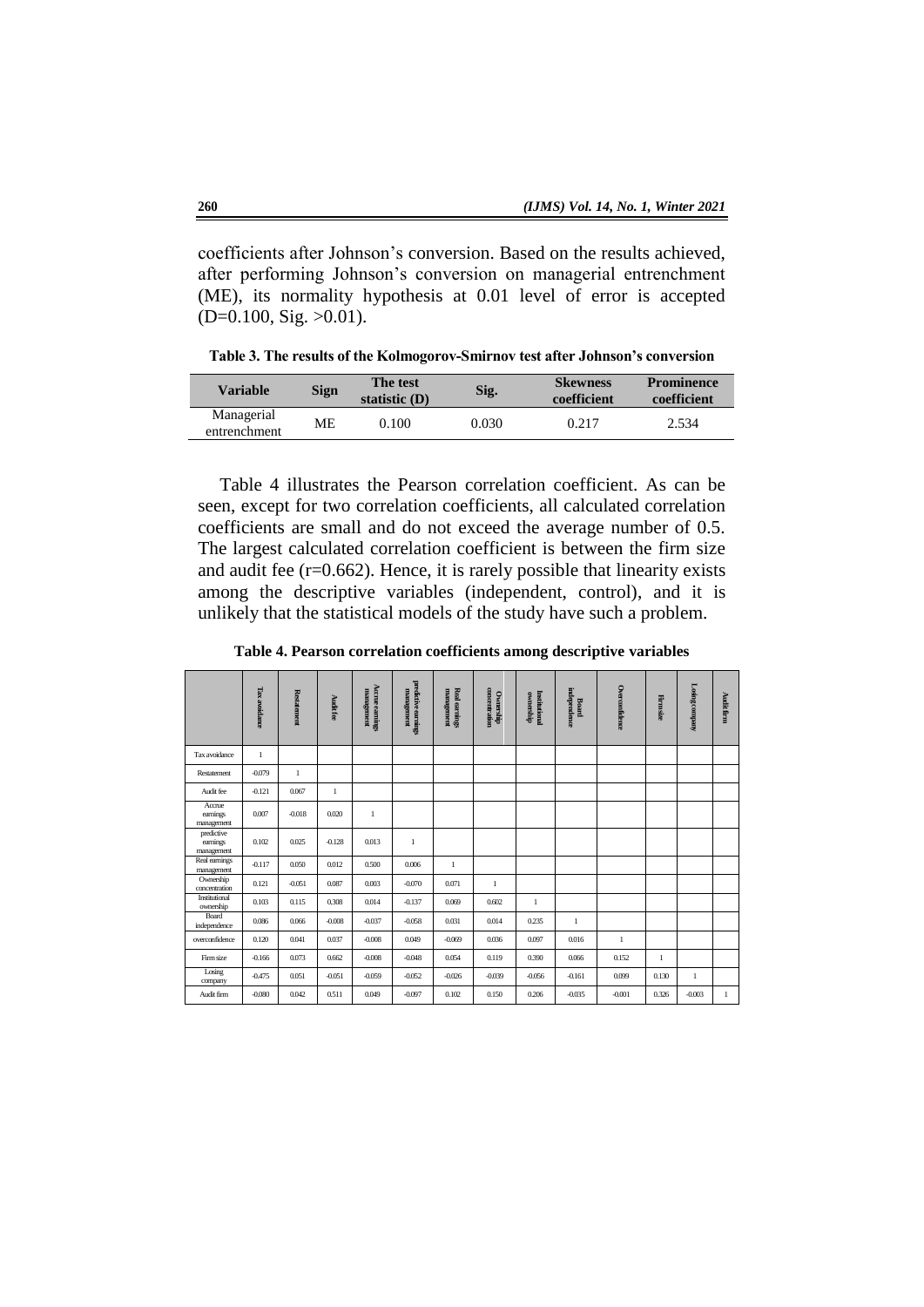coefficients after Johnson's conversion. Based on the results achieved, after performing Johnson's conversion on managerial entrenchment (ME), its normality hypothesis at 0.01 level of error is accepted (D=0.100, Sig. >0.01).

**Table 3. The results of the Kolmogorov-Smirnov test after Johnson's conversion**

| Variable | Sign | The test statistic (D) | Sig. | Skewness coefficient | Prominence coefficient |
|---|---|---|---|---|---|
| Managerial entrenchment | ME | 0.100 | 0.030 | 0.217 | 2.534 |

Table 4 illustrates the Pearson correlation coefficient. As can be seen, except for two correlation coefficients, all calculated correlation coefficients are small and do not exceed the average number of 0.5. The largest calculated correlation coefficient is between the firm size and audit fee (r=0.662). Hence, it is rarely possible that linearity exists among the descriptive variables (independent, control), and it is unlikely that the statistical models of the study have such a problem.

**Table 4. Pearson correlation coefficients among descriptive variables**

| | Tax avoidance | Restatement | Audit fee | Accrue earnings management | predictive earnings management | Real earnings management | Ownership concentration | Institutional ownership | Board independence | Overconfidence | Firm size | Losing company | Audit firm |
|---|---|---|---|---|---|---|---|---|---|---|---|---|---|
| Tax avoidance | 1 | | | | | | | | | | | | |
| Restatement | -0.079 | 1 | | | | | | | | | | | |
| Audit fee | -0.121 | 0.067 | 1 | | | | | | | | | | |
| Accrue earnings management | 0.007 | -0.018 | 0.020 | 1 | | | | | | | | | |
| predictive earnings management | 0.102 | 0.025 | -0.128 | 0.013 | 1 | | | | | | | | |
| Real earnings management | -0.117 | 0.050 | 0.012 | 0.500 | 0.006 | 1 | | | | | | | |
| Ownership concentration | 0.121 | -0.051 | 0.087 | 0.003 | -0.070 | 0.071 | 1 | | | | | | |
| Institutional ownership | 0.103 | 0.115 | 0.308 | 0.014 | -0.137 | 0.069 | 0.602 | 1 | | | | | |
| Board independence | 0.086 | 0.066 | -0.008 | -0.037 | -0.058 | 0.031 | 0.014 | 0.235 | 1 | | | | |
| overconfidence | 0.120 | 0.041 | 0.037 | -0.008 | 0.049 | -0.069 | 0.036 | 0.097 | 0.016 | 1 | | | |
| Firm size | -0.166 | 0.073 | 0.662 | -0.008 | -0.048 | 0.054 | 0.119 | 0.390 | 0.066 | 0.152 | 1 | | |
| Losing company | -0.475 | 0.051 | -0.051 | -0.059 | -0.052 | -0.026 | -0.039 | -0.056 | -0.161 | 0.099 | 0.130 | 1 | |
| Audit firm | -0.080 | 0.042 | 0.511 | 0.049 | -0.097 | 0.102 | 0.150 | 0.206 | -0.035 | -0.001 | 0.326 | -0.003 | 1 |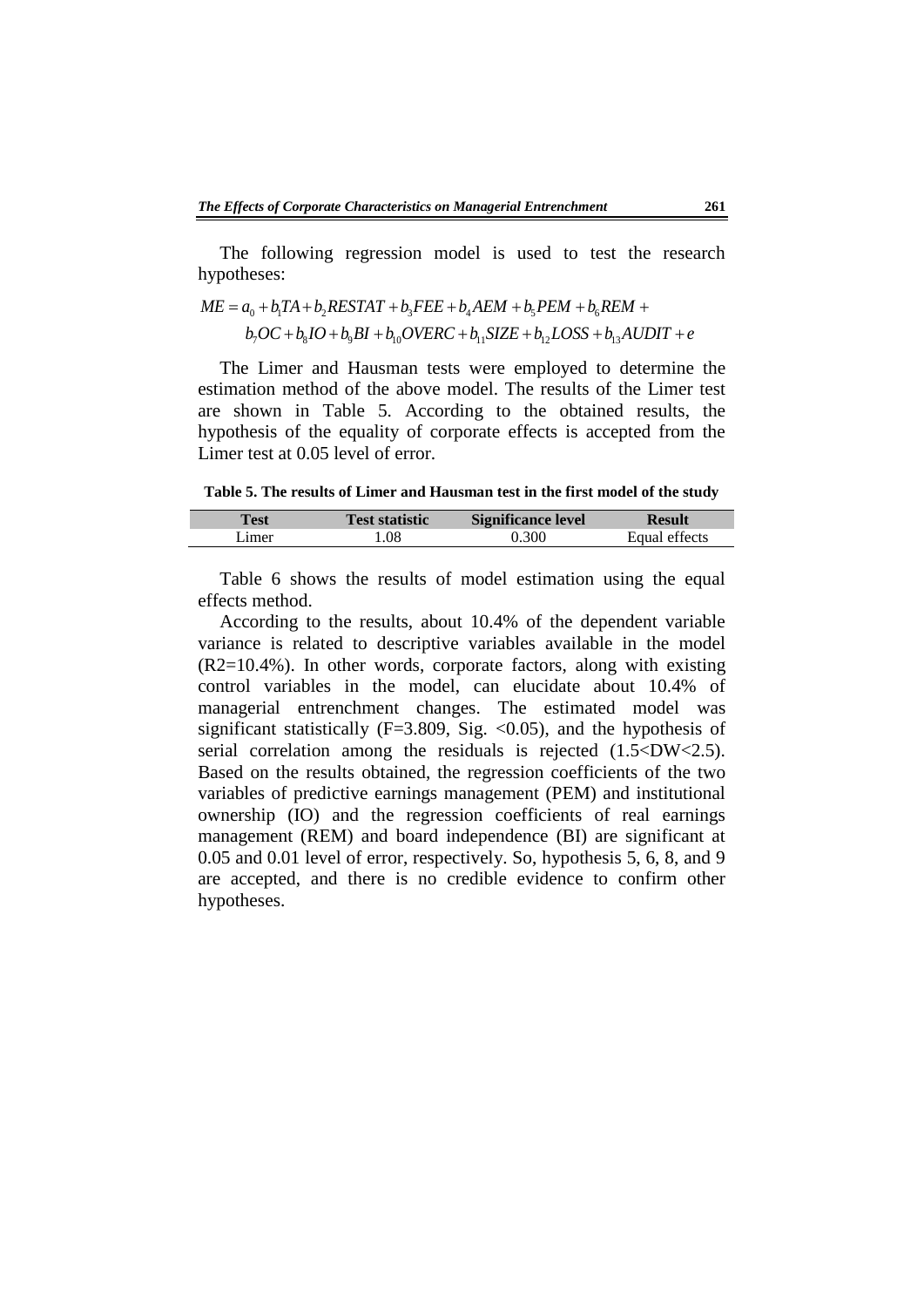The following regression model is used to test the research hypotheses:

$$ME = a_0 + b_1 TA + b_2 RESTAT + b_3 FEE + b_4 AEM + b_5 PEM + b_6 REM + b_7 OC + b_8 IO + b_9 BI + b_{10} OVERC + b_{11} SIZE + b_{12} LOSS + b_{13} AUDIT + e$$

The Limer and Hausman tests were employed to determine the estimation method of the above model. The results of the Limer test are shown in Table 5. According to the obtained results, the hypothesis of the equality of corporate effects is accepted from the Limer test at 0.05 level of error.

**Table 5. The results of Limer and Hausman test in the first model of the study**

| Test | Test statistic | Significance level | Result |
|---|---|---|---|
| Limer | 1.08 | 0.300 | Equal effects |

Table 6 shows the results of model estimation using the equal effects method.

According to the results, about 10.4% of the dependent variable variance is related to descriptive variables available in the model ($R^2$=10.4%). In other words, corporate factors, along with existing control variables in the model, can elucidate about 10.4% of managerial entrenchment changes. The estimated model was significant statistically (F=3.809, Sig. <0.05), and the hypothesis of serial correlation among the residuals is rejected (1.5<DW<2.5). Based on the results obtained, the regression coefficients of the two variables of predictive earnings management (PEM) and institutional ownership (IO) and the regression coefficients of real earnings management (REM) and board independence (BI) are significant at 0.05 and 0.01 level of error, respectively. So, hypothesis 5, 6, 8, and 9 are accepted, and there is no credible evidence to confirm other hypotheses.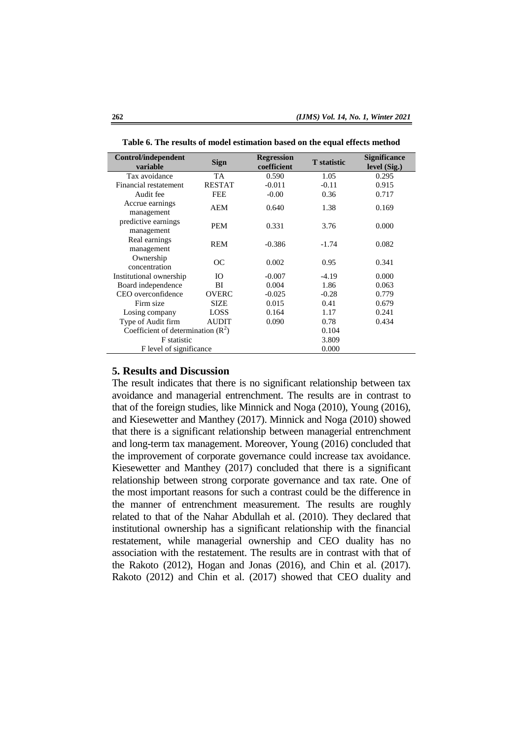**Table 6. The results of model estimation based on the equal effects method**

| Control/independent variable | Sign | Regression coefficient | T statistic | Significance level (Sig.) |
|---|---|---|---|---|
| Tax avoidance | TA | 0.590 | 1.05 | 0.295 |
| Financial restatement | RESTAT | -0.011 | -0.11 | 0.915 |
| Audit fee | FEE | -0.00 | 0.36 | 0.717 |
| Accrue earnings management | AEM | 0.640 | 1.38 | 0.169 |
| predictive earnings management | PEM | 0.331 | 3.76 | 0.000 |
| Real earnings management | REM | -0.386 | -1.74 | 0.082 |
| Ownership concentration | OC | 0.002 | 0.95 | 0.341 |
| Institutional ownership | IO | -0.007 | -4.19 | 0.000 |
| Board independence | BI | 0.004 | 1.86 | 0.063 |
| CEO overconfidence | OVERC | -0.025 | -0.28 | 0.779 |
| Firm size | SIZE | 0.015 | 0.41 | 0.679 |
| Losing company | LOSS | 0.164 | 1.17 | 0.241 |
| Type of Audit firm | AUDIT | 0.090 | 0.78 | 0.434 |
| Coefficient of determination ($R^2$) | | | 0.104 | |
| F statistic | | | 3.809 | |
| F level of significance | | | 0.000 | |

## 5. Results and Discussion

The result indicates that there is no significant relationship between tax avoidance and managerial entrenchment. The results are in contrast to that of the foreign studies, like Minnick and Noga (2010), Young (2016), and Kiesewetter and Manthey (2017). Minnick and Noga (2010) showed that there is a significant relationship between managerial entrenchment and long-term tax management. Moreover, Young (2016) concluded that the improvement of corporate governance could increase tax avoidance. Kiesewetter and Manthey (2017) concluded that there is a significant relationship between strong corporate governance and tax rate. One of the most important reasons for such a contrast could be the difference in the manner of entrenchment measurement. The results are roughly related to that of the Nahar Abdullah et al. (2010). They declared that institutional ownership has a significant relationship with the financial restatement, while managerial ownership and CEO duality has no association with the restatement. The results are in contrast with that of the Rakoto (2012), Hogan and Jonas (2016), and Chin et al. (2017). Rakoto (2012) and Chin et al. (2017) showed that CEO duality and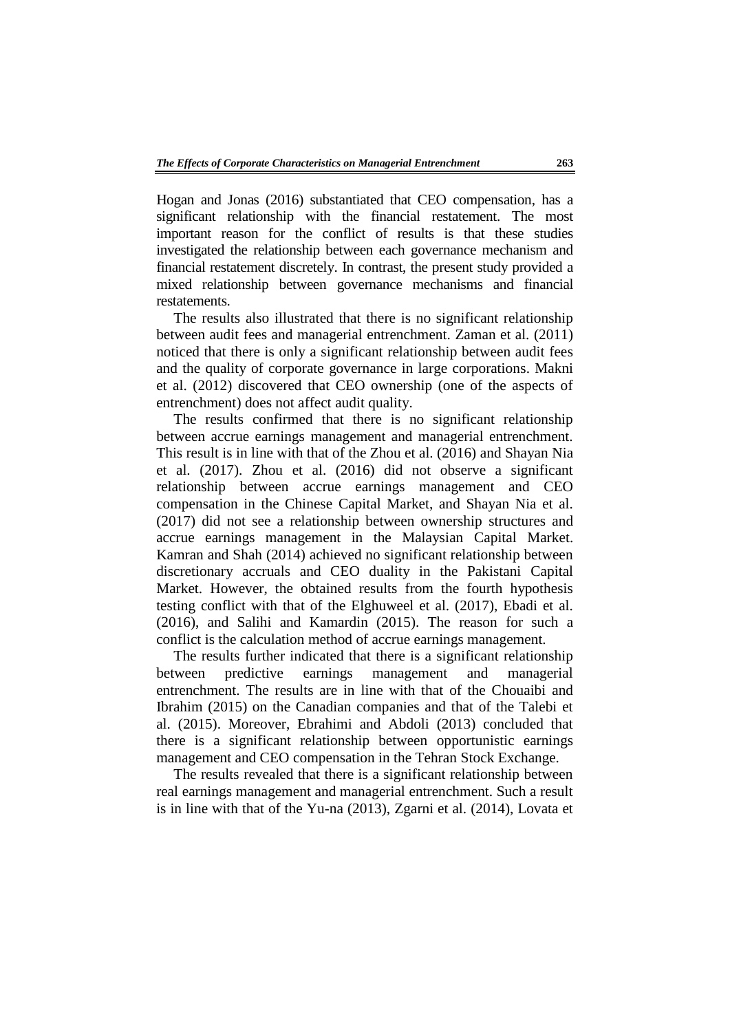Hogan and Jonas (2016) substantiated that CEO compensation, has a significant relationship with the financial restatement. The most important reason for the conflict of results is that these studies investigated the relationship between each governance mechanism and financial restatement discretely. In contrast, the present study provided a mixed relationship between governance mechanisms and financial restatements.

The results also illustrated that there is no significant relationship between audit fees and managerial entrenchment. Zaman et al. (2011) noticed that there is only a significant relationship between audit fees and the quality of corporate governance in large corporations. Makni et al. (2012) discovered that CEO ownership (one of the aspects of entrenchment) does not affect audit quality.

The results confirmed that there is no significant relationship between accrue earnings management and managerial entrenchment. This result is in line with that of the Zhou et al. (2016) and Shayan Nia et al. (2017). Zhou et al. (2016) did not observe a significant relationship between accrue earnings management and CEO compensation in the Chinese Capital Market, and Shayan Nia et al. (2017) did not see a relationship between ownership structures and accrue earnings management in the Malaysian Capital Market. Kamran and Shah (2014) achieved no significant relationship between discretionary accruals and CEO duality in the Pakistani Capital Market. However, the obtained results from the fourth hypothesis testing conflict with that of the Elghuweel et al. (2017), Ebadi et al. (2016), and Salihi and Kamardin (2015). The reason for such a conflict is the calculation method of accrue earnings management.

The results further indicated that there is a significant relationship between predictive earnings management and managerial entrenchment. The results are in line with that of the Chouaibi and Ibrahim (2015) on the Canadian companies and that of the Talebi et al. (2015). Moreover, Ebrahimi and Abdoli (2013) concluded that there is a significant relationship between opportunistic earnings management and CEO compensation in the Tehran Stock Exchange.

The results revealed that there is a significant relationship between real earnings management and managerial entrenchment. Such a result is in line with that of the Yu-na (2013), Zgarni et al. (2014), Lovata et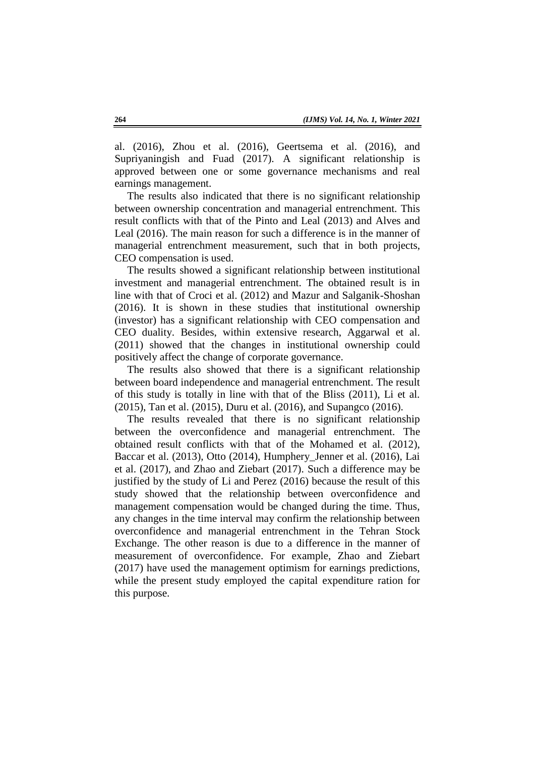al. (2016), Zhou et al. (2016), Geertsema et al. (2016), and Supriyaningish and Fuad (2017). A significant relationship is approved between one or some governance mechanisms and real earnings management.

The results also indicated that there is no significant relationship between ownership concentration and managerial entrenchment. This result conflicts with that of the Pinto and Leal (2013) and Alves and Leal (2016). The main reason for such a difference is in the manner of managerial entrenchment measurement, such that in both projects, CEO compensation is used.

The results showed a significant relationship between institutional investment and managerial entrenchment. The obtained result is in line with that of Croci et al. (2012) and Mazur and Salganik-Shoshan (2016). It is shown in these studies that institutional ownership (investor) has a significant relationship with CEO compensation and CEO duality. Besides, within extensive research, Aggarwal et al. (2011) showed that the changes in institutional ownership could positively affect the change of corporate governance.

The results also showed that there is a significant relationship between board independence and managerial entrenchment. The result of this study is totally in line with that of the Bliss (2011), Li et al. (2015), Tan et al. (2015), Duru et al. (2016), and Supangco (2016).

The results revealed that there is no significant relationship between the overconfidence and managerial entrenchment. The obtained result conflicts with that of the Mohamed et al. (2012), Baccar et al. (2013), Otto (2014), Humphery_Jenner et al. (2016), Lai et al. (2017), and Zhao and Ziebart (2017). Such a difference may be justified by the study of Li and Perez (2016) because the result of this study showed that the relationship between overconfidence and management compensation would be changed during the time. Thus, any changes in the time interval may confirm the relationship between overconfidence and managerial entrenchment in the Tehran Stock Exchange. The other reason is due to a difference in the manner of measurement of overconfidence. For example, Zhao and Ziebart (2017) have used the management optimism for earnings predictions, while the present study employed the capital expenditure ration for this purpose.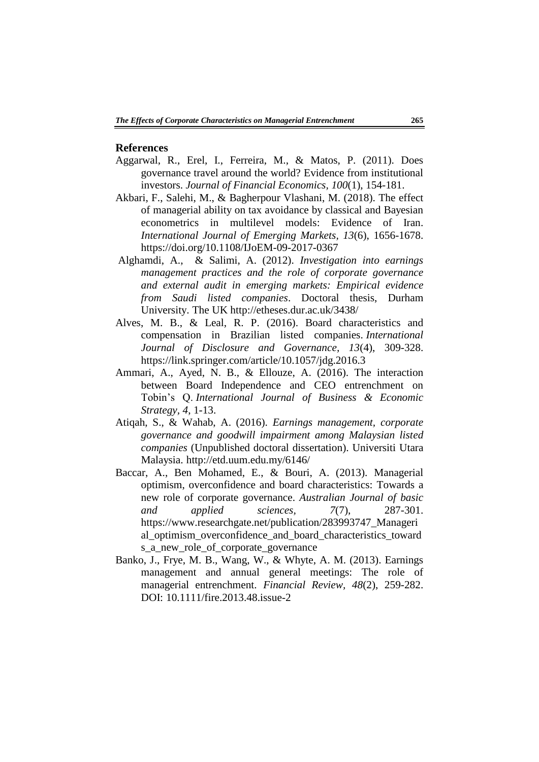## References

Aggarwal, R., Erel, I., Ferreira, M., & Matos, P. (2011). Does governance travel around the world? Evidence from institutional investors. *Journal of Financial Economics, 100*(1), 154-181.

Akbari, F., Salehi, M., & Bagherpour Vlashani, M. (2018). The effect of managerial ability on tax avoidance by classical and Bayesian econometrics in multilevel models: Evidence of Iran. *International Journal of Emerging Markets, 13*(6), 1656-1678. https://doi.org/10.1108/IJoEM-09-2017-0367

Alghamdi, A., & Salimi, A. (2012). *Investigation into earnings management practices and the role of corporate governance and external audit in emerging markets: Empirical evidence from Saudi listed companies*. Doctoral thesis, Durham University. The UK http://etheses.dur.ac.uk/3438/

Alves, M. B., & Leal, R. P. (2016). Board characteristics and compensation in Brazilian listed companies. *International Journal of Disclosure and Governance, 13*(4), 309-328. https://link.springer.com/article/10.1057/jdg.2016.3

Ammari, A., Ayed, N. B., & Ellouze, A. (2016). The interaction between Board Independence and CEO entrenchment on Tobin's Q. *International Journal of Business & Economic Strategy, 4*, 1-13.

Atiqah, S., & Wahab, A. (2016). *Earnings management, corporate governance and goodwill impairment among Malaysian listed companies* (Unpublished doctoral dissertation). Universiti Utara Malaysia. http://etd.uum.edu.my/6146/

Baccar, A., Ben Mohamed, E., & Bouri, A. (2013). Managerial optimism, overconfidence and board characteristics: Towards a new role of corporate governance. *Australian Journal of basic and applied sciences, 7*(7), 287-301. https://www.researchgate.net/publication/283993747_Managerial_optimism_overconfidence_and_board_characteristics_towards_a_new_role_of_corporate_governance

Banko, J., Frye, M. B., Wang, W., & Whyte, A. M. (2013). Earnings management and annual general meetings: The role of managerial entrenchment. *Financial Review, 48*(2), 259-282. DOI: 10.1111/fire.2013.48.issue-2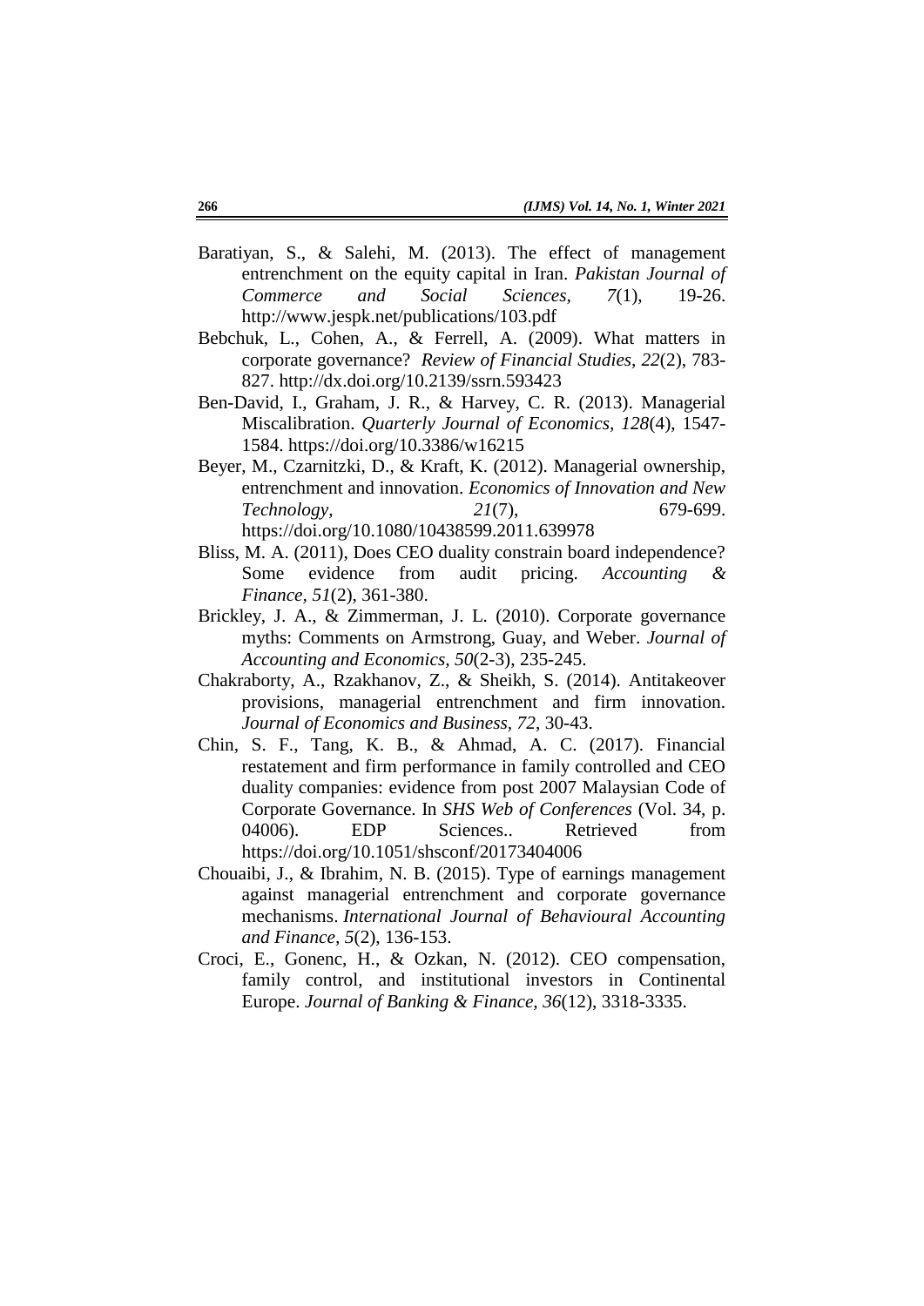Baratiyan, S., & Salehi, M. (2013). The effect of management entrenchment on the equity capital in Iran. *Pakistan Journal of Commerce and Social Sciences, 7*(1), 19-26. http://www.jespk.net/publications/103.pdf

Bebchuk, L., Cohen, A., & Ferrell, A. (2009). What matters in corporate governance? *Review of Financial Studies, 22*(2), 783-827. http://dx.doi.org/10.2139/ssrn.593423

Ben-David, I., Graham, J. R., & Harvey, C. R. (2013). Managerial Miscalibration. *Quarterly Journal of Economics, 128*(4), 1547-1584. https://doi.org/10.3386/w16215

Beyer, M., Czarnitzki, D., & Kraft, K. (2012). Managerial ownership, entrenchment and innovation. *Economics of Innovation and New Technology, 21*(7), 679-699. https://doi.org/10.1080/10438599.2011.639978

Bliss, M. A. (2011), Does CEO duality constrain board independence? Some evidence from audit pricing. *Accounting & Finance, 51*(2), 361-380.

Brickley, J. A., & Zimmerman, J. L. (2010). Corporate governance myths: Comments on Armstrong, Guay, and Weber. *Journal of Accounting and Economics, 50*(2-3), 235-245.

Chakraborty, A., Rzakhanov, Z., & Sheikh, S. (2014). Antitakeover provisions, managerial entrenchment and firm innovation. *Journal of Economics and Business, 72*, 30-43.

Chin, S. F., Tang, K. B., & Ahmad, A. C. (2017). Financial restatement and firm performance in family controlled and CEO duality companies: evidence from post 2007 Malaysian Code of Corporate Governance. In *SHS Web of Conferences* (Vol. 34, p. 04006). EDP Sciences.. Retrieved from https://doi.org/10.1051/shsconf/20173404006

Chouaibi, J., & Ibrahim, N. B. (2015). Type of earnings management against managerial entrenchment and corporate governance mechanisms. *International Journal of Behavioural Accounting and Finance, 5*(2), 136-153.

Croci, E., Gonenc, H., & Ozkan, N. (2012). CEO compensation, family control, and institutional investors in Continental Europe. *Journal of Banking & Finance, 36*(12), 3318-3335.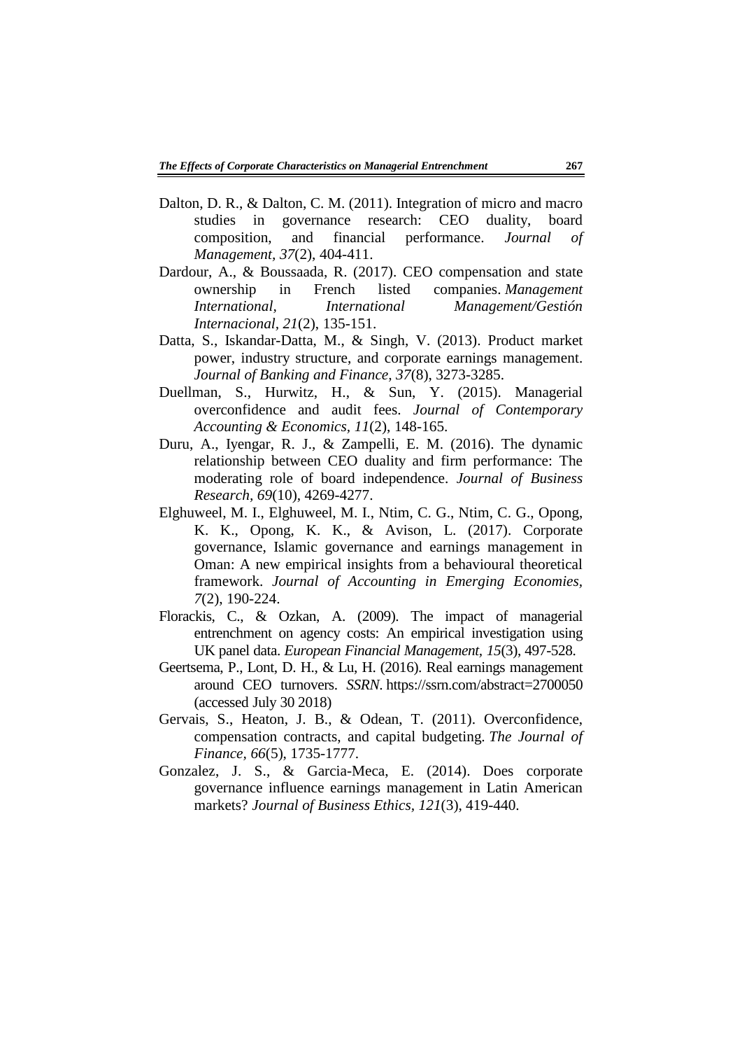Dalton, D. R., & Dalton, C. M. (2011). Integration of micro and macro studies in governance research: CEO duality, board composition, and financial performance. *Journal of Management, 37*(2), 404-411.

Dardour, A., & Boussaada, R. (2017). CEO compensation and state ownership in French listed companies. *Management International, International Management/Gestión Internacional, 21*(2), 135-151.

Datta, S., Iskandar-Datta, M., & Singh, V. (2013). Product market power, industry structure, and corporate earnings management. *Journal of Banking and Finance, 37*(8), 3273-3285.

Duellman, S., Hurwitz, H., & Sun, Y. (2015). Managerial overconfidence and audit fees. *Journal of Contemporary Accounting & Economics, 11*(2), 148-165.

Duru, A., Iyengar, R. J., & Zampelli, E. M. (2016). The dynamic relationship between CEO duality and firm performance: The moderating role of board independence. *Journal of Business Research, 69*(10), 4269-4277.

Elghuweel, M. I., Elghuweel, M. I., Ntim, C. G., Ntim, C. G., Opong, K. K., Opong, K. K., & Avison, L. (2017). Corporate governance, Islamic governance and earnings management in Oman: A new empirical insights from a behavioural theoretical framework. *Journal of Accounting in Emerging Economies, 7*(2), 190-224.

Florackis, C., & Ozkan, A. (2009). The impact of managerial entrenchment on agency costs: An empirical investigation using UK panel data. *European Financial Management, 15*(3), 497-528.

Geertsema, P., Lont, D. H., & Lu, H. (2016). Real earnings management around CEO turnovers. *SSRN*. https://ssrn.com/abstract=2700050 (accessed July 30 2018)

Gervais, S., Heaton, J. B., & Odean, T. (2011). Overconfidence, compensation contracts, and capital budgeting. *The Journal of Finance, 66*(5), 1735-1777.

Gonzalez, J. S., & Garcia-Meca, E. (2014). Does corporate governance influence earnings management in Latin American markets? *Journal of Business Ethics, 121*(3), 419-440.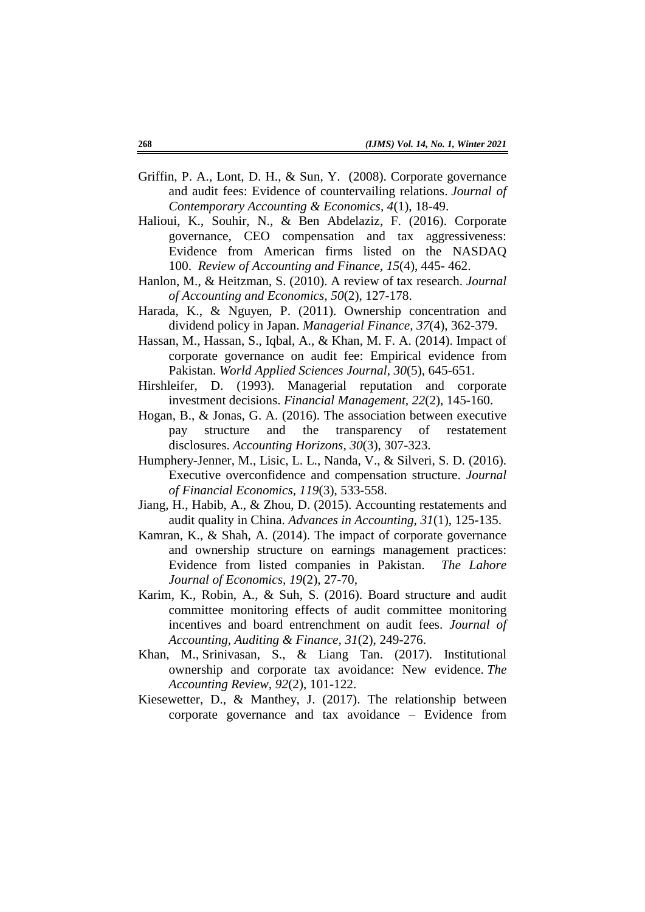Griffin, P. A., Lont, D. H., & Sun, Y. (2008). Corporate governance and audit fees: Evidence of countervailing relations. *Journal of Contemporary Accounting & Economics, 4*(1), 18-49.

Halioui, K., Souhir, N., & Ben Abdelaziz, F. (2016). Corporate governance, CEO compensation and tax aggressiveness: Evidence from American firms listed on the NASDAQ 100. *Review of Accounting and Finance, 15*(4), 445- 462.

Hanlon, M., & Heitzman, S. (2010). A review of tax research. *Journal of Accounting and Economics, 50*(2), 127-178.

Harada, K., & Nguyen, P. (2011). Ownership concentration and dividend policy in Japan. *Managerial Finance, 37*(4), 362-379.

Hassan, M., Hassan, S., Iqbal, A., & Khan, M. F. A. (2014). Impact of corporate governance on audit fee: Empirical evidence from Pakistan. *World Applied Sciences Journal, 30*(5), 645-651.

Hirshleifer, D. (1993). Managerial reputation and corporate investment decisions. *Financial Management, 22*(2), 145-160.

Hogan, B., & Jonas, G. A. (2016). The association between executive pay structure and the transparency of restatement disclosures. *Accounting Horizons, 30*(3), 307-323.

Humphery-Jenner, M., Lisic, L. L., Nanda, V., & Silveri, S. D. (2016). Executive overconfidence and compensation structure. *Journal of Financial Economics, 119*(3), 533-558.

Jiang, H., Habib, A., & Zhou, D. (2015). Accounting restatements and audit quality in China. *Advances in Accounting, 31*(1), 125-135.

Kamran, K., & Shah, A. (2014). The impact of corporate governance and ownership structure on earnings management practices: Evidence from listed companies in Pakistan. *The Lahore Journal of Economics, 19*(2), 27-70,

Karim, K., Robin, A., & Suh, S. (2016). Board structure and audit committee monitoring effects of audit committee monitoring incentives and board entrenchment on audit fees. *Journal of Accounting, Auditing & Finance, 31*(2), 249-276.

Khan, M., Srinivasan, S., & Liang Tan. (2017). Institutional ownership and corporate tax avoidance: New evidence. *The Accounting Review, 92*(2), 101-122.

Kiesewetter, D., & Manthey, J. (2017). The relationship between corporate governance and tax avoidance – Evidence from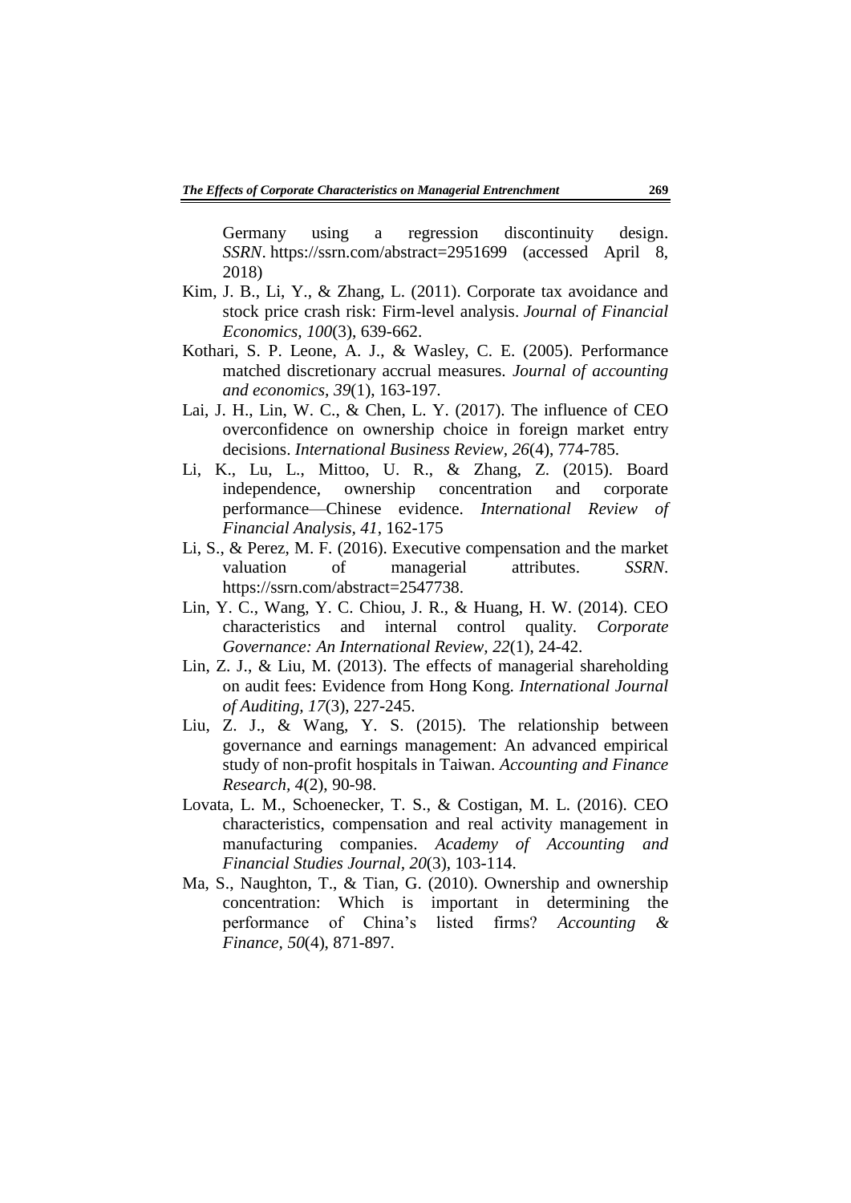Germany using a regression discontinuity design. *SSRN*. https://ssrn.com/abstract=2951699 (accessed April 8, 2018)

Kim, J. B., Li, Y., & Zhang, L. (2011). Corporate tax avoidance and stock price crash risk: Firm-level analysis. *Journal of Financial Economics, 100*(3), 639-662.

Kothari, S. P. Leone, A. J., & Wasley, C. E. (2005). Performance matched discretionary accrual measures. *Journal of accounting and economics, 39*(1), 163-197.

Lai, J. H., Lin, W. C., & Chen, L. Y. (2017). The influence of CEO overconfidence on ownership choice in foreign market entry decisions. *International Business Review, 26*(4), 774-785.

Li, K., Lu, L., Mittoo, U. R., & Zhang, Z. (2015). Board independence, ownership concentration and corporate performance—Chinese evidence. *International Review of Financial Analysis, 41*, 162-175

Li, S., & Perez, M. F. (2016). Executive compensation and the market valuation of managerial attributes. *SSRN*. https://ssrn.com/abstract=2547738.

Lin, Y. C., Wang, Y. C. Chiou, J. R., & Huang, H. W. (2014). CEO characteristics and internal control quality. *Corporate Governance: An International Review, 22*(1), 24-42.

Lin, Z. J., & Liu, M. (2013). The effects of managerial shareholding on audit fees: Evidence from Hong Kong. *International Journal of Auditing, 17*(3), 227-245.

Liu, Z. J., & Wang, Y. S. (2015). The relationship between governance and earnings management: An advanced empirical study of non-profit hospitals in Taiwan. *Accounting and Finance Research, 4*(2), 90-98.

Lovata, L. M., Schoenecker, T. S., & Costigan, M. L. (2016). CEO characteristics, compensation and real activity management in manufacturing companies. *Academy of Accounting and Financial Studies Journal, 20*(3), 103-114.

Ma, S., Naughton, T., & Tian, G. (2010). Ownership and ownership concentration: Which is important in determining the performance of China's listed firms? *Accounting & Finance, 50*(4), 871-897.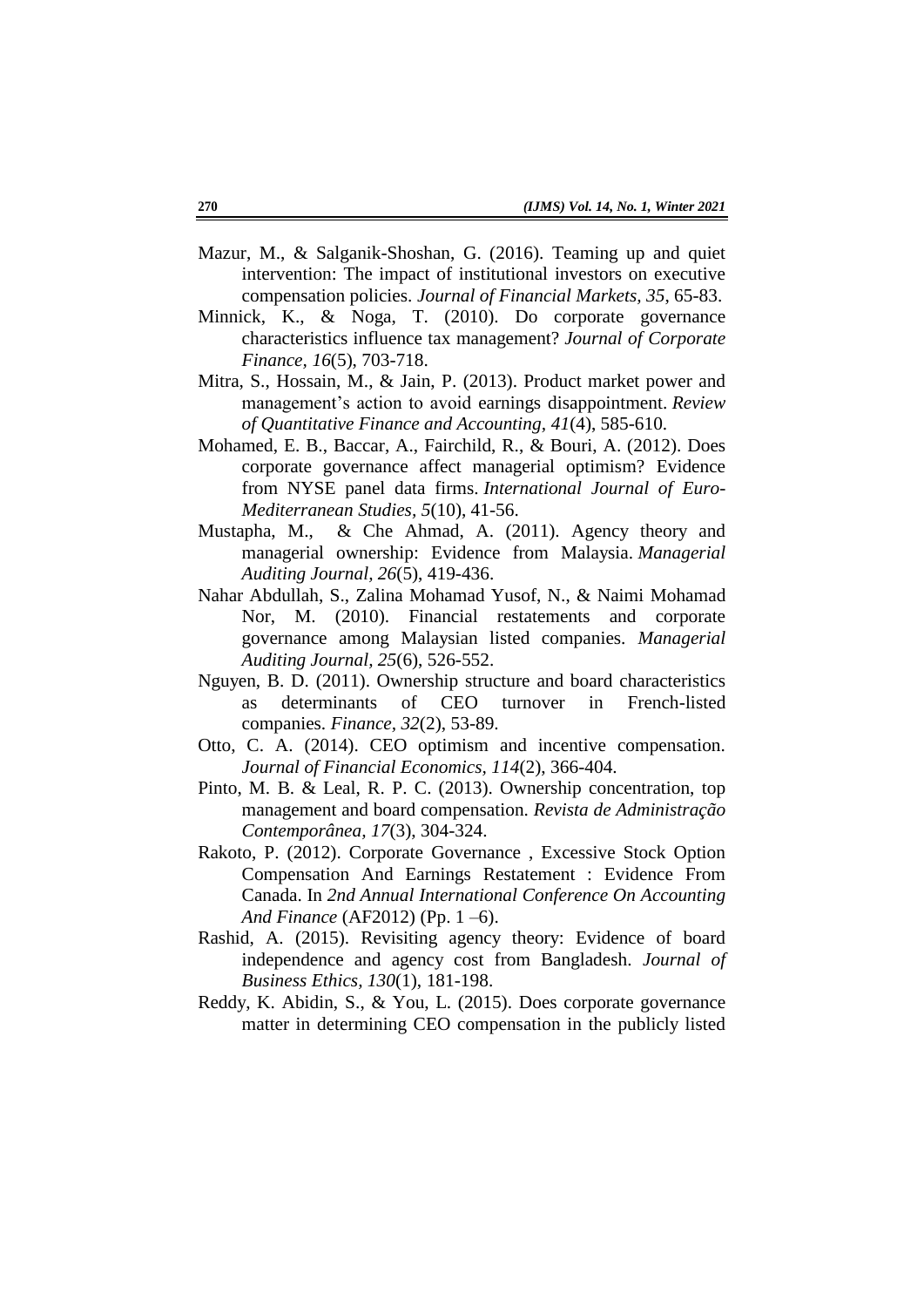Mazur, M., & Salganik-Shoshan, G. (2016). Teaming up and quiet intervention: The impact of institutional investors on executive compensation policies. *Journal of Financial Markets*, *35*, 65-83.

Minnick, K., & Noga, T. (2010). Do corporate governance characteristics influence tax management? *Journal of Corporate Finance*, *16*(5), 703-718.

Mitra, S., Hossain, M., & Jain, P. (2013). Product market power and management's action to avoid earnings disappointment. *Review of Quantitative Finance and Accounting*, *41*(4), 585-610.

Mohamed, E. B., Baccar, A., Fairchild, R., & Bouri, A. (2012). Does corporate governance affect managerial optimism? Evidence from NYSE panel data firms. *International Journal of Euro-Mediterranean Studies*, *5*(10), 41-56.

Mustapha, M., & Che Ahmad, A. (2011). Agency theory and managerial ownership: Evidence from Malaysia. *Managerial Auditing Journal*, *26*(5), 419-436.

Nahar Abdullah, S., Zalina Mohamad Yusof, N., & Naimi Mohamad Nor, M. (2010). Financial restatements and corporate governance among Malaysian listed companies. *Managerial Auditing Journal*, *25*(6), 526-552.

Nguyen, B. D. (2011). Ownership structure and board characteristics as determinants of CEO turnover in French-listed companies. *Finance*, *32*(2), 53-89.

Otto, C. A. (2014). CEO optimism and incentive compensation. *Journal of Financial Economics*, *114*(2), 366-404.

Pinto, M. B. & Leal, R. P. C. (2013). Ownership concentration, top management and board compensation. *Revista de Administração Contemporânea*, *17*(3), 304-324.

Rakoto, P. (2012). Corporate Governance , Excessive Stock Option Compensation And Earnings Restatement : Evidence From Canada. In *2nd Annual International Conference On Accounting And Finance* (AF2012) (Pp. 1 –6).

Rashid, A. (2015). Revisiting agency theory: Evidence of board independence and agency cost from Bangladesh. *Journal of Business Ethics*, *130*(1), 181-198.

Reddy, K. Abidin, S., & You, L. (2015). Does corporate governance matter in determining CEO compensation in the publicly listed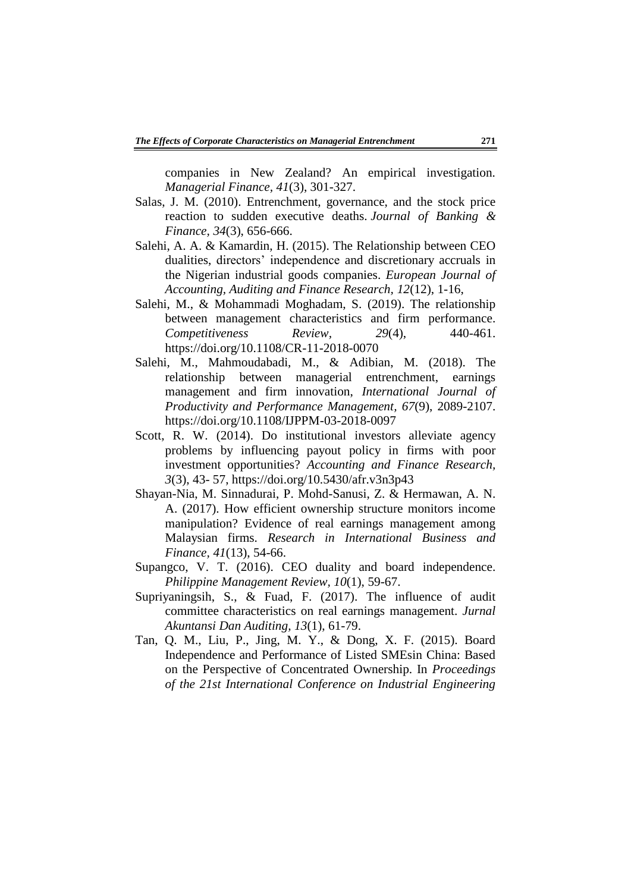companies in New Zealand? An empirical investigation. *Managerial Finance, 41*(3), 301-327.

Salas, J. M. (2010). Entrenchment, governance, and the stock price reaction to sudden executive deaths. *Journal of Banking & Finance, 34*(3), 656-666.

Salehi, A. A. & Kamardin, H. (2015). The Relationship between CEO dualities, directors' independence and discretionary accruals in the Nigerian industrial goods companies. *European Journal of Accounting, Auditing and Finance Research, 12*(12), 1-16,

Salehi, M., & Mohammadi Moghadam, S. (2019). The relationship between management characteristics and firm performance. *Competitiveness Review, 29*(4), 440-461. https://doi.org/10.1108/CR-11-2018-0070

Salehi, M., Mahmoudabadi, M., & Adibian, M. (2018). The relationship between managerial entrenchment, earnings management and firm innovation, *International Journal of Productivity and Performance Management, 67*(9), 2089-2107. https://doi.org/10.1108/IJPPM-03-2018-0097

Scott, R. W. (2014). Do institutional investors alleviate agency problems by influencing payout policy in firms with poor investment opportunities? *Accounting and Finance Research, 3*(3), 43- 57, https://doi.org/10.5430/afr.v3n3p43

Shayan-Nia, M. Sinnadurai, P. Mohd-Sanusi, Z. & Hermawan, A. N. A. (2017). How efficient ownership structure monitors income manipulation? Evidence of real earnings management among Malaysian firms. *Research in International Business and Finance, 41*(13), 54-66.

Supangco, V. T. (2016). CEO duality and board independence. *Philippine Management Review, 10*(1), 59-67.

Supriyaningsih, S., & Fuad, F. (2017). The influence of audit committee characteristics on real earnings management. *Jurnal Akuntansi Dan Auditing, 13*(1), 61-79.

Tan, Q. M., Liu, P., Jing, M. Y., & Dong, X. F. (2015). Board Independence and Performance of Listed SMEsin China: Based on the Perspective of Concentrated Ownership. In *Proceedings of the 21st International Conference on Industrial Engineering*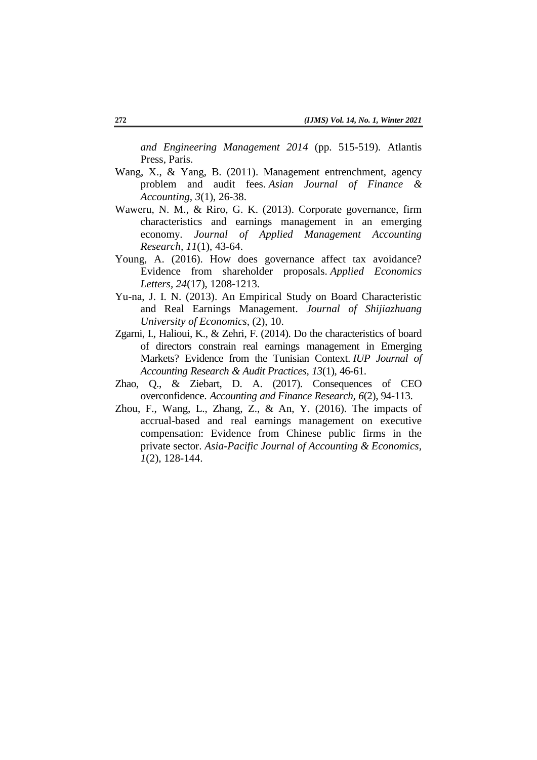*and Engineering Management 2014* (pp. 515-519). Atlantis Press, Paris.

Wang, X., & Yang, B. (2011). Management entrenchment, agency problem and audit fees. *Asian Journal of Finance & Accounting*, *3*(1), 26-38.

Waweru, N. M., & Riro, G. K. (2013). Corporate governance, firm characteristics and earnings management in an emerging economy. *Journal of Applied Management Accounting Research*, *11*(1), 43-64.

Young, A. (2016). How does governance affect tax avoidance? Evidence from shareholder proposals. *Applied Economics Letters*, *24*(17), 1208-1213.

Yu-na, J. I. N. (2013). An Empirical Study on Board Characteristic and Real Earnings Management. *Journal of Shijiazhuang University of Economics*, (2), 10.

Zgarni, I., Halioui, K., & Zehri, F. (2014). Do the characteristics of board of directors constrain real earnings management in Emerging Markets? Evidence from the Tunisian Context. *IUP Journal of Accounting Research & Audit Practices*, *13*(1), 46-61.

Zhao, Q., & Ziebart, D. A. (2017). Consequences of CEO overconfidence. *Accounting and Finance Research*, *6*(2), 94-113.

Zhou, F., Wang, L., Zhang, Z., & An, Y. (2016). The impacts of accrual-based and real earnings management on executive compensation: Evidence from Chinese public firms in the private sector. *Asia-Pacific Journal of Accounting & Economics*, *1*(2), 128-144.